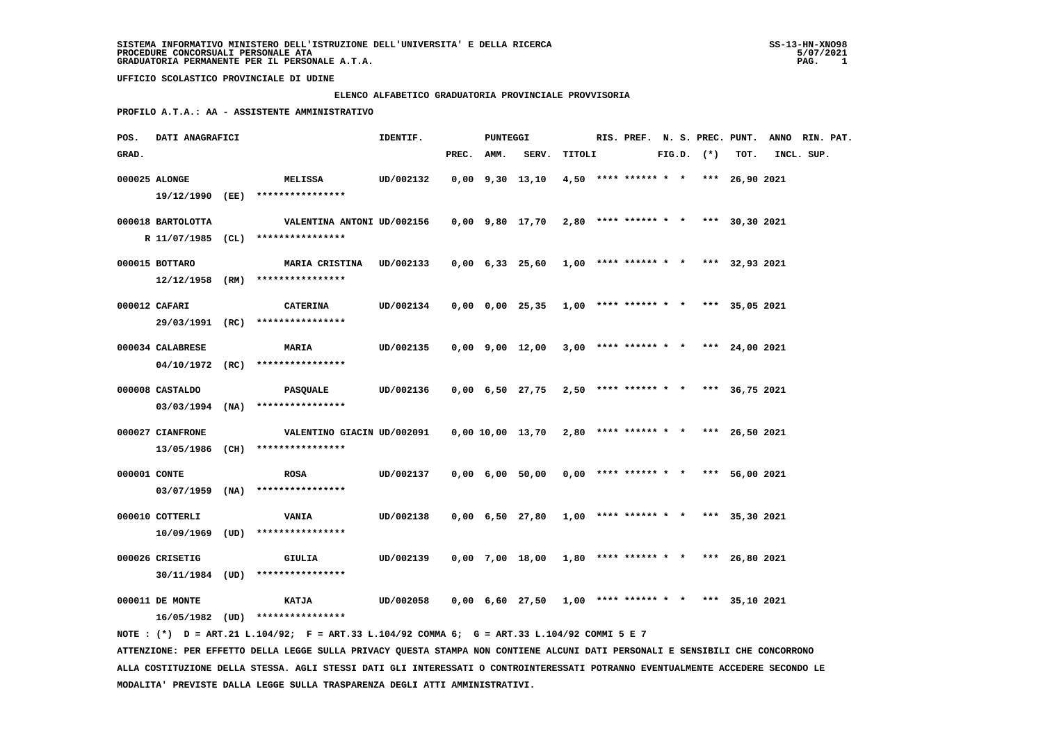SISTEMA INFORMATIVO MINISTERO DELL'ISTRUZIONE DELL'UNIVERSITA' E DELLA RICERCA
PROCEDURE CONCORSUALI PERSONALE ATA
GRADUATORIA PERMANENTE PER IL PERSONALE A.T.A.

UFFICIO SCOLASTICO PROVINCIALE DI UDINE

ELENCO ALFABETICO GRADUATORIA PROVINCIALE PROVVISORIA

PROFILO A.T.A.: AA - ASSISTENTE AMMINISTRATIVO

| POS. GRAD. | DATI ANAGRAFICI | | IDENTIF. | PUNTEGGI PREC. | AMM. | SERV. | TITOLI | RIS. | PREF. | N. S. FIG.D. | PREC. (*) | PUNT. TOT. | ANNO INCL. | RIN. PAT. SUP. |
|---|---|---|---|---|---|---|---|---|---|---|---|---|---|---|
| 000025 | ALONGE 19/12/1990 (EE) | MELISSA **************** | UD/002132 | 0,00 | 9,30 | 13,10 | 4,50 | **** | ****** | * | * *** | 26,90 | 2021 | |
| 000018 | BARTOLOTTA R 11/07/1985 (CL) | VALENTINA ANTONI **************** | UD/002156 | 0,00 | 9,80 | 17,70 | 2,80 | **** | ****** | * | * *** | 30,30 | 2021 | |
| 000015 | BOTTARO 12/12/1958 (RM) | MARIA CRISTINA **************** | UD/002133 | 0,00 | 6,33 | 25,60 | 1,00 | **** | ****** | * | * *** | 32,93 | 2021 | |
| 000012 | CAFARI 29/03/1991 (RC) | CATERINA **************** | UD/002134 | 0,00 | 0,00 | 25,35 | 1,00 | **** | ****** | * | * *** | 35,05 | 2021 | |
| 000034 | CALABRESE 04/10/1972 (RC) | MARIA **************** | UD/002135 | 0,00 | 9,00 | 12,00 | 3,00 | **** | ****** | * | * *** | 24,00 | 2021 | |
| 000008 | CASTALDO 03/03/1994 (NA) | PASQUALE **************** | UD/002136 | 0,00 | 6,50 | 27,75 | 2,50 | **** | ****** | * | * *** | 36,75 | 2021 | |
| 000027 | CIANFRONE 13/05/1986 (CH) | VALENTINO GIACIN **************** | UD/002091 | 0,00 | 10,00 | 13,70 | 2,80 | **** | ****** | * | * *** | 26,50 | 2021 | |
| 000001 | CONTE 03/07/1959 (NA) | ROSA **************** | UD/002137 | 0,00 | 6,00 | 50,00 | 0,00 | **** | ****** | * | * *** | 56,00 | 2021 | |
| 000010 | COTTERLI 10/09/1969 (UD) | VANIA **************** | UD/002138 | 0,00 | 6,50 | 27,80 | 1,00 | **** | ****** | * | * *** | 35,30 | 2021 | |
| 000026 | CRISETIG 30/11/1984 (UD) | GIULIA **************** | UD/002139 | 0,00 | 7,00 | 18,00 | 1,80 | **** | ****** | * | * *** | 26,80 | 2021 | |
| 000011 | DE MONTE 16/05/1982 (UD) | KATJA **************** | UD/002058 | 0,00 | 6,60 | 27,50 | 1,00 | **** | ****** | * | * *** | 35,10 | 2021 | |

NOTE : (*) D = ART.21 L.104/92; F = ART.33 L.104/92 COMMA 6; G = ART.33 L.104/92 COMMI 5 E 7

ATTENZIONE: PER EFFETTO DELLA LEGGE SULLA PRIVACY QUESTA STAMPA NON CONTIENE ALCUNI DATI PERSONALI E SENSIBILI CHE CONCORRONO ALLA COSTITUZIONE DELLA STESSA. AGLI STESSI DATI GLI INTERESSATI O CONTROINTERESSATI POTRANNO EVENTUALMENTE ACCEDERE SECONDO LE MODALITA' PREVISTE DALLA LEGGE SULLA TRASPARENZA DEGLI ATTI AMMINISTRATIVI.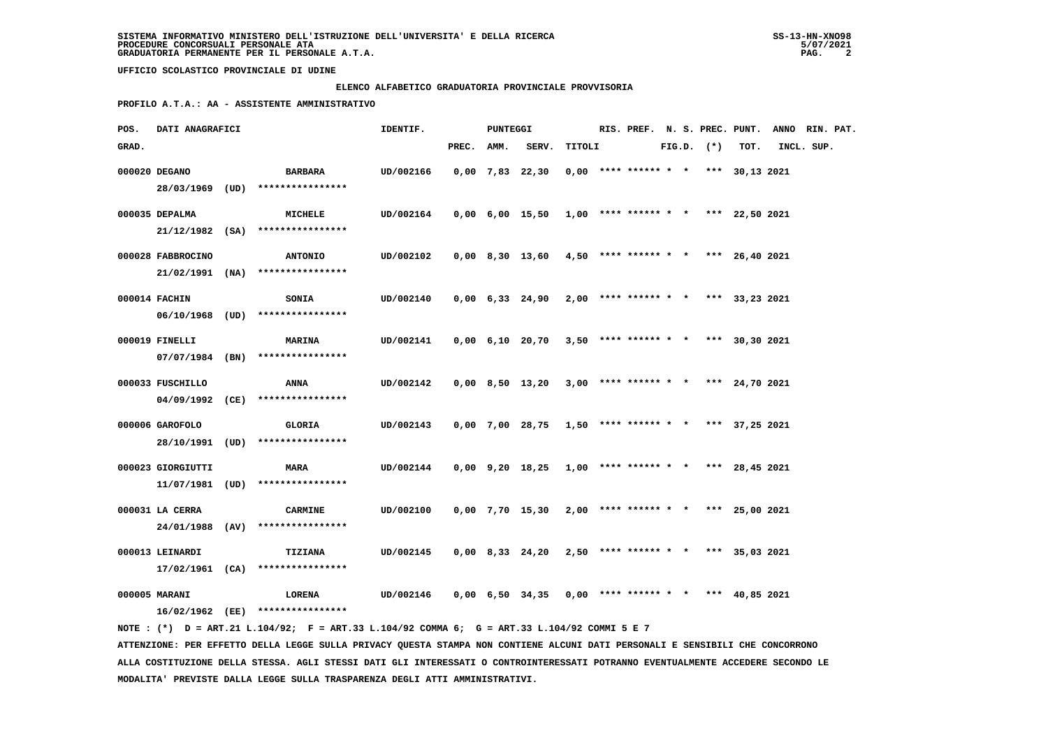SISTEMA INFORMATIVO MINISTERO DELL'ISTRUZIONE DELL'UNIVERSITA' E DELLA RICERCA
PROCEDURE CONCORSUALI PERSONALE ATA
GRADUATORIA PERMANENTE PER IL PERSONALE A.T.A.

UFFICIO SCOLASTICO PROVINCIALE DI UDINE

## ELENCO ALFABETICO GRADUATORIA PROVINCIALE PROVVISORIA

### PROFILO A.T.A.: AA - ASSISTENTE AMMINISTRATIVO

| POS. GRAD. | DATI ANAGRAFICI | | IDENTIF. | PUNTEGGI PREC. | AMM. | SERV. | TITOLI | RIS. | PREF. | N. S. FIG.D. | PREC. (*) | PUNT. TOT. | ANNO INCL. | RIN. PAT. SUP. |
|---|---|---|---|---|---|---|---|---|---|---|---|---|---|---|
| 000020 | DEGANO 28/03/1969 (UD) **************** | BARBARA | UD/002166 | 0,00 | 7,83 | 22,30 | 0,00 | **** | ****** | * * | *** | 30,13 | 2021 | |
| 000035 | DEPALMA 21/12/1982 (SA) **************** | MICHELE | UD/002164 | 0,00 | 6,00 | 15,50 | 1,00 | **** | ****** | * * | *** | 22,50 | 2021 | |
| 000028 | FABBROCINO 21/02/1991 (NA) **************** | ANTONIO | UD/002102 | 0,00 | 8,30 | 13,60 | 4,50 | **** | ****** | * * | *** | 26,40 | 2021 | |
| 000014 | FACHIN 06/10/1968 (UD) **************** | SONIA | UD/002140 | 0,00 | 6,33 | 24,90 | 2,00 | **** | ****** | * * | *** | 33,23 | 2021 | |
| 000019 | FINELLI 07/07/1984 (BN) **************** | MARINA | UD/002141 | 0,00 | 6,10 | 20,70 | 3,50 | **** | ****** | * * | *** | 30,30 | 2021 | |
| 000033 | FUSCHILLO 04/09/1992 (CE) **************** | ANNA | UD/002142 | 0,00 | 8,50 | 13,20 | 3,00 | **** | ****** | * * | *** | 24,70 | 2021 | |
| 000006 | GAROFOLO 28/10/1991 (UD) **************** | GLORIA | UD/002143 | 0,00 | 7,00 | 28,75 | 1,50 | **** | ****** | * * | *** | 37,25 | 2021 | |
| 000023 | GIORGIUTTI 11/07/1981 (UD) **************** | MARA | UD/002144 | 0,00 | 9,20 | 18,25 | 1,00 | **** | ****** | * * | *** | 28,45 | 2021 | |
| 000031 | LA CERRA 24/01/1988 (AV) **************** | CARMINE | UD/002100 | 0,00 | 7,70 | 15,30 | 2,00 | **** | ****** | * * | *** | 25,00 | 2021 | |
| 000013 | LEINARDI 17/02/1961 (CA) **************** | TIZIANA | UD/002145 | 0,00 | 8,33 | 24,20 | 2,50 | **** | ****** | * * | *** | 35,03 | 2021 | |
| 000005 | MARANI 16/02/1962 (EE) **************** | LORENA | UD/002146 | 0,00 | 6,50 | 34,35 | 0,00 | **** | ****** | * * | *** | 40,85 | 2021 | |

NOTE : (*) D = ART.21 L.104/92; F = ART.33 L.104/92 COMMA 6; G = ART.33 L.104/92 COMMI 5 E 7

ATTENZIONE: PER EFFETTO DELLA LEGGE SULLA PRIVACY QUESTA STAMPA NON CONTIENE ALCUNI DATI PERSONALI E SENSIBILI CHE CONCORRONO ALLA COSTITUZIONE DELLA STESSA. AGLI STESSI DATI GLI INTERESSATI O CONTROINTERESSATI POTRANNO EVENTUALMENTE ACCEDERE SECONDO LE MODALITA' PREVISTE DALLA LEGGE SULLA TRASPARENZA DEGLI ATTI AMMINISTRATIVI.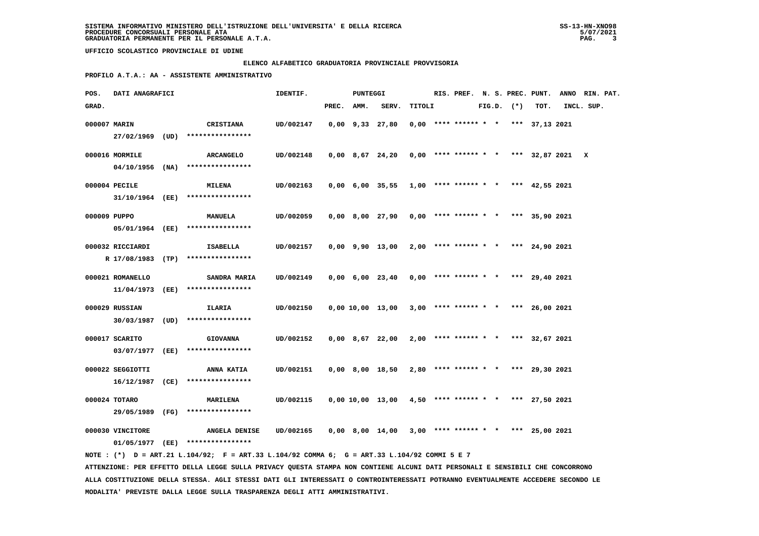UFFICIO SCOLASTICO PROVINCIALE DI UDINE

ELENCO ALFABETICO GRADUATORIA PROVINCIALE PROVVISORIA

PROFILO A.T.A.: AA - ASSISTENTE AMMINISTRATIVO

| POS. GRAD. | DATI ANAGRAFICI | | IDENTIF. | PUNTEGGI PREC. | AMM. | SERV. | TITOLI | RIS. | PREF. | N. S. FIG.D. | PREC. (*) | PUNT. TOT. | ANNO INCL. | RIN. PAT. SUP. |
|---|---|---|---|---|---|---|---|---|---|---|---|---|---|---|
| 000007 | MARIN 27/02/1969 (UD) | CRISTIANA **************** | UD/002147 | 0,00 | 9,33 | 27,80 | 0,00 | **** | ****** | * * | *** | 37,13 | 2021 | |
| 000016 | MORMILE 04/10/1956 (NA) | ARCANGELO **************** | UD/002148 | 0,00 | 8,67 | 24,20 | 0,00 | **** | ****** | * * | *** | 32,87 | 2021 | X |
| 000004 | PECILE 31/10/1964 (EE) | MILENA **************** | UD/002163 | 0,00 | 6,00 | 35,55 | 1,00 | **** | ****** | * * | *** | 42,55 | 2021 | |
| 000009 | PUPPO 05/01/1964 (EE) | MANUELA **************** | UD/002059 | 0,00 | 8,00 | 27,90 | 0,00 | **** | ****** | * * | *** | 35,90 | 2021 | |
| 000032 | RICCIARDI R 17/08/1983 (TP) | ISABELLA **************** | UD/002157 | 0,00 | 9,90 | 13,00 | 2,00 | **** | ****** | * * | *** | 24,90 | 2021 | |
| 000021 | ROMANELLO 11/04/1973 (EE) | SANDRA MARIA **************** | UD/002149 | 0,00 | 6,00 | 23,40 | 0,00 | **** | ****** | * * | *** | 29,40 | 2021 | |
| 000029 | RUSSIAN 30/03/1987 (UD) | ILARIA **************** | UD/002150 | 0,00 | 10,00 | 13,00 | 3,00 | **** | ****** | * * | *** | 26,00 | 2021 | |
| 000017 | SCARITO 03/07/1977 (EE) | GIOVANNA **************** | UD/002152 | 0,00 | 8,67 | 22,00 | 2,00 | **** | ****** | * * | *** | 32,67 | 2021 | |
| 000022 | SEGGIOTTI 16/12/1987 (CE) | ANNA KATIA **************** | UD/002151 | 0,00 | 8,00 | 18,50 | 2,80 | **** | ****** | * * | *** | 29,30 | 2021 | |
| 000024 | TOTARO 29/05/1989 (FG) | MARILENA **************** | UD/002115 | 0,00 | 10,00 | 13,00 | 4,50 | **** | ****** | * * | *** | 27,50 | 2021 | |
| 000030 | VINCITORE 01/05/1977 (EE) | ANGELA DENISE **************** | UD/002165 | 0,00 | 8,00 | 14,00 | 3,00 | **** | ****** | * * | *** | 25,00 | 2021 | |

NOTE : (*) D = ART.21 L.104/92; F = ART.33 L.104/92 COMMA 6; G = ART.33 L.104/92 COMMI 5 E 7

ATTENZIONE: PER EFFETTO DELLA LEGGE SULLA PRIVACY QUESTA STAMPA NON CONTIENE ALCUNI DATI PERSONALI E SENSIBILI CHE CONCORRONO ALLA COSTITUZIONE DELLA STESSA. AGLI STESSI DATI GLI INTERESSATI O CONTROINTERESSATI POTRANNO EVENTUALMENTE ACCEDERE SECONDO LE MODALITA' PREVISTE DALLA LEGGE SULLA TRASPARENZA DEGLI ATTI AMMINISTRATIVI.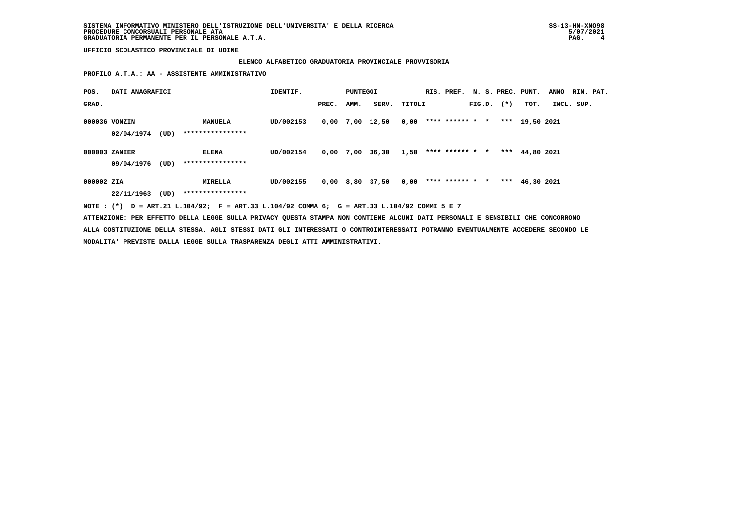**UFFICIO SCOLASTICO PROVINCIALE DI UDINE**

**ELENCO ALFABETICO GRADUATORIA PROVINCIALE PROVVISORIA**

**PROFILO A.T.A.: AA - ASSISTENTE AMMINISTRATIVO**

| POS. GRAD. | DATI ANAGRAFICI | | IDENTIF. | PUNTEGGI PREC. | AMM. | SERV. | TITOLI | RIS. | PREF. | N. S. FIG.D. | PREC. (*) | PUNT. TOT. | ANNO INCL. | RIN. PAT. SUP. |
|---|---|---|---|---|---|---|---|---|---|---|---|---|---|---|
| 000036 | VONZIN 02/04/1974 (UD) | MANUELA **************** | UD/002153 | 0,00 | 7,00 | 12,50 | 0,00 | **** | ****** | * * | *** | 19,50 | 2021 | |
| 000003 | ZANIER 09/04/1976 (UD) | ELENA **************** | UD/002154 | 0,00 | 7,00 | 36,30 | 1,50 | **** | ****** | * * | *** | 44,80 | 2021 | |
| 000002 | ZIA 22/11/1963 (UD) | MIRELLA **************** | UD/002155 | 0,00 | 8,80 | 37,50 | 0,00 | **** | ****** | * * | *** | 46,30 | 2021 | |

NOTE : (*) D = ART.21 L.104/92; F = ART.33 L.104/92 COMMA 6; G = ART.33 L.104/92 COMMI 5 E 7

ATTENZIONE: PER EFFETTO DELLA LEGGE SULLA PRIVACY QUESTA STAMPA NON CONTIENE ALCUNI DATI PERSONALI E SENSIBILI CHE CONCORRONO ALLA COSTITUZIONE DELLA STESSA. AGLI STESSI DATI GLI INTERESSATI O CONTROINTERESSATI POTRANNO EVENTUALMENTE ACCEDERE SECONDO LE MODALITA' PREVISTE DALLA LEGGE SULLA TRASPARENZA DEGLI ATTI AMMINISTRATIVI.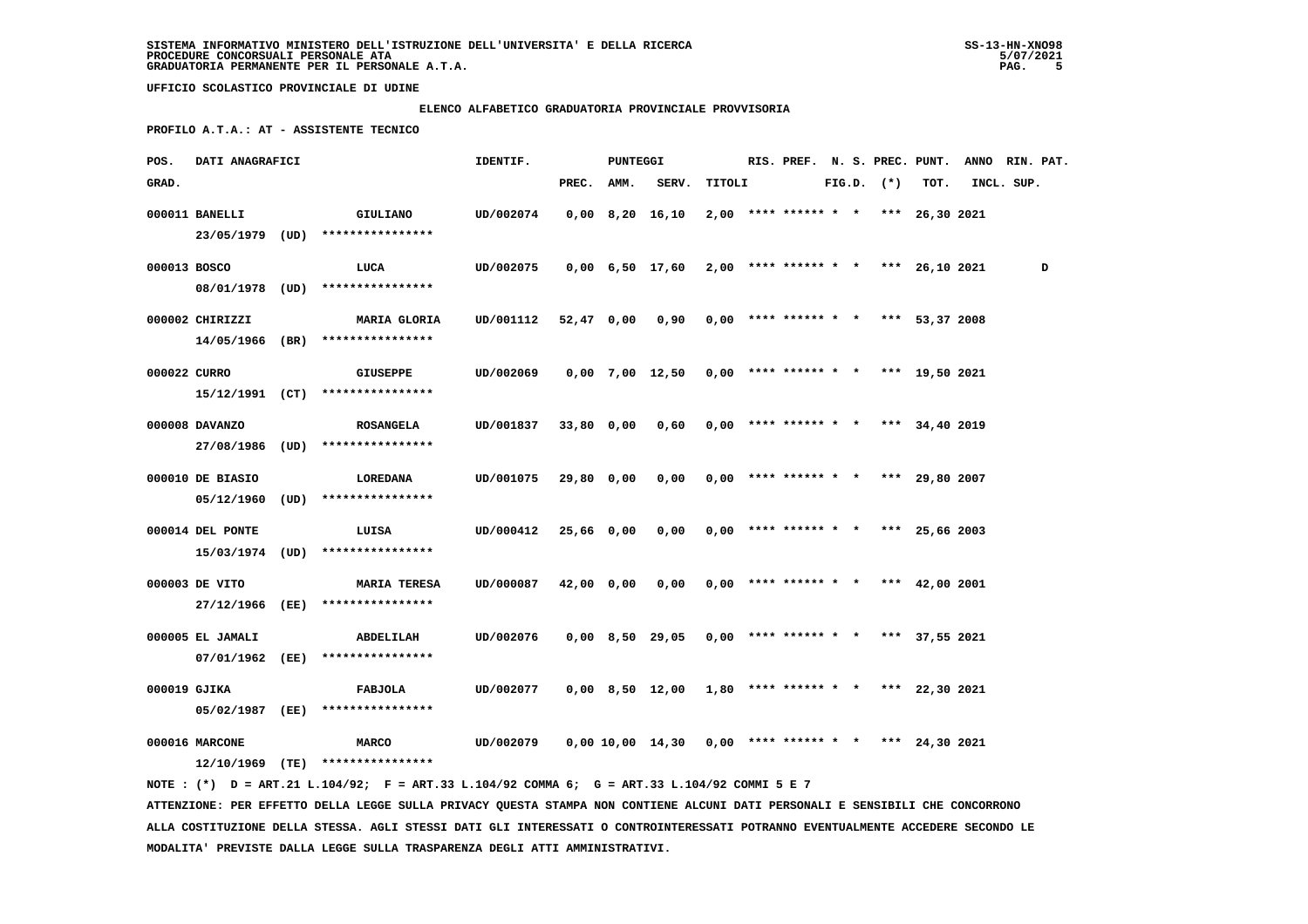SISTEMA INFORMATIVO MINISTERO DELL'ISTRUZIONE DELL'UNIVERSITA' E DELLA RICERCA
PROCEDURE CONCORSUALI PERSONALE ATA
GRADUATORIA PERMANENTE PER IL PERSONALE A.T.A.

UFFICIO SCOLASTICO PROVINCIALE DI UDINE

## ELENCO ALFABETICO GRADUATORIA PROVINCIALE PROVVISORIA

**PROFILO A.T.A.: AT - ASSISTENTE TECNICO**

| POS. GRAD. | DATI ANAGRAFICI | | IDENTIF. | PUNTEGGI PREC. | AMM. | SERV. | TITOLI | RIS. | PREF. | N. S. FIG.D. | PREC. (*) | PUNT. TOT. | ANNO INCL. | RIN. SUP. | PAT. |
|---|---|---|---|---|---|---|---|---|---|---|---|---|---|---|---|
| 000011 | BANELLI 23/05/1979 (UD) | GIULIANO **************** | UD/002074 | 0,00 | 8,20 | 16,10 | 2,00 | **** | ****** | * * | *** | 26,30 | 2021 | | |
| 000013 | BOSCO 08/01/1978 (UD) | LUCA **************** | UD/002075 | 0,00 | 6,50 | 17,60 | 2,00 | **** | ****** | * * | *** | 26,10 | 2021 | | D |
| 000002 | CHIRIZZI 14/05/1966 (BR) | MARIA GLORIA **************** | UD/001112 | 52,47 | 0,00 | 0,90 | 0,00 | **** | ****** | * * | *** | 53,37 | 2008 | | |
| 000022 | CURRO 15/12/1991 (CT) | GIUSEPPE **************** | UD/002069 | 0,00 | 7,00 | 12,50 | 0,00 | **** | ****** | * * | *** | 19,50 | 2021 | | |
| 000008 | DAVANZO 27/08/1986 (UD) | ROSANGELA **************** | UD/001837 | 33,80 | 0,00 | 0,60 | 0,00 | **** | ****** | * * | *** | 34,40 | 2019 | | |
| 000010 | DE BIASIO 05/12/1960 (UD) | LOREDANA **************** | UD/001075 | 29,80 | 0,00 | 0,00 | 0,00 | **** | ****** | * * | *** | 29,80 | 2007 | | |
| 000014 | DEL PONTE 15/03/1974 (UD) | LUISA **************** | UD/000412 | 25,66 | 0,00 | 0,00 | 0,00 | **** | ****** | * * | *** | 25,66 | 2003 | | |
| 000003 | DE VITO 27/12/1966 (EE) | MARIA TERESA **************** | UD/000087 | 42,00 | 0,00 | 0,00 | 0,00 | **** | ****** | * * | *** | 42,00 | 2001 | | |
| 000005 | EL JAMALI 07/01/1962 (EE) | ABDELILAH **************** | UD/002076 | 0,00 | 8,50 | 29,05 | 0,00 | **** | ****** | * * | *** | 37,55 | 2021 | | |
| 000019 | GJIKA 05/02/1987 (EE) | FABJOLA **************** | UD/002077 | 0,00 | 8,50 | 12,00 | 1,80 | **** | ****** | * * | *** | 22,30 | 2021 | | |
| 000016 | MARCONE 12/10/1969 (TE) | MARCO **************** | UD/002079 | 0,00 | 10,00 | 14,30 | 0,00 | **** | ****** | * * | *** | 24,30 | 2021 | | |

NOTE : (*) D = ART.21 L.104/92; F = ART.33 L.104/92 COMMA 6; G = ART.33 L.104/92 COMMI 5 E 7

ATTENZIONE: PER EFFETTO DELLA LEGGE SULLA PRIVACY QUESTA STAMPA NON CONTIENE ALCUNI DATI PERSONALI E SENSIBILI CHE CONCORRONO ALLA COSTITUZIONE DELLA STESSA. AGLI STESSI DATI GLI INTERESSATI O CONTROINTERESSATI POTRANNO EVENTUALMENTE ACCEDERE SECONDO LE MODALITA' PREVISTE DALLA LEGGE SULLA TRASPARENZA DEGLI ATTI AMMINISTRATIVI.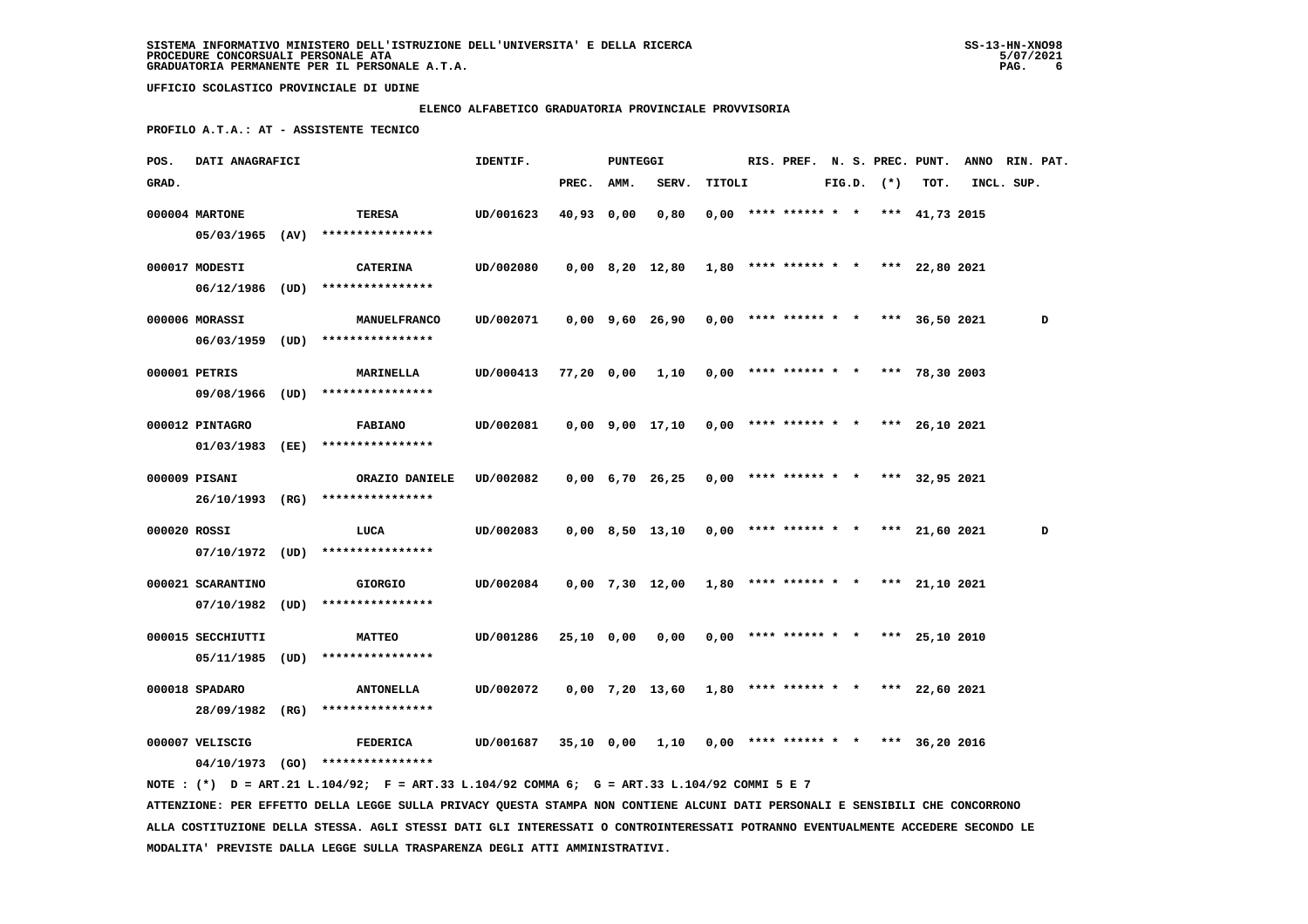SISTEMA INFORMATIVO MINISTERO DELL'ISTRUZIONE DELL'UNIVERSITA' E DELLA RICERCA
PROCEDURE CONCORSUALI PERSONALE ATA
GRADUATORIA PERMANENTE PER IL PERSONALE A.T.A.

UFFICIO SCOLASTICO PROVINCIALE DI UDINE

ELENCO ALFABETICO GRADUATORIA PROVINCIALE PROVVISORIA

PROFILO A.T.A.: AT - ASSISTENTE TECNICO

| POS. GRAD. | DATI ANAGRAFICI | | IDENTIF. | PUNTEGGI PREC. | AMM. | SERV. | TITOLI | RIS. | PREF. | N. S. FIG.D. | PREC. (*) | PUNT. TOT. | ANNO INCL. | RIN. SUP. | PAT. |
|---|---|---|---|---|---|---|---|---|---|---|---|---|---|---|---|
| 000004 | MARTONE 05/03/1965 (AV) | TERESA **************** | UD/001623 | 40,93 | 0,00 | 0,80 | 0,00 | **** | ****** | * * | *** | 41,73 | 2015 | | |
| 000017 | MODESTI 06/12/1986 (UD) | CATERINA **************** | UD/002080 | 0,00 | 8,20 | 12,80 | 1,80 | **** | ****** | * * | *** | 22,80 | 2021 | | |
| 000006 | MORASSI 06/03/1959 (UD) | MANUELFRANCO **************** | UD/002071 | 0,00 | 9,60 | 26,90 | 0,00 | **** | ****** | * * | *** | 36,50 | 2021 | | D |
| 000001 | PETRIS 09/08/1966 (UD) | MARINELLA **************** | UD/000413 | 77,20 | 0,00 | 1,10 | 0,00 | **** | ****** | * * | *** | 78,30 | 2003 | | |
| 000012 | PINTAGRO 01/03/1983 (EE) | FABIANO **************** | UD/002081 | 0,00 | 9,00 | 17,10 | 0,00 | **** | ****** | * * | *** | 26,10 | 2021 | | |
| 000009 | PISANI 26/10/1993 (RG) | ORAZIO DANIELE **************** | UD/002082 | 0,00 | 6,70 | 26,25 | 0,00 | **** | ****** | * * | *** | 32,95 | 2021 | | |
| 000020 | ROSSI 07/10/1972 (UD) | LUCA **************** | UD/002083 | 0,00 | 8,50 | 13,10 | 0,00 | **** | ****** | * * | *** | 21,60 | 2021 | | D |
| 000021 | SCARANTINO 07/10/1982 (UD) | GIORGIO **************** | UD/002084 | 0,00 | 7,30 | 12,00 | 1,80 | **** | ****** | * * | *** | 21,10 | 2021 | | |
| 000015 | SECCHIUTTI 05/11/1985 (UD) | MATTEO **************** | UD/001286 | 25,10 | 0,00 | 0,00 | 0,00 | **** | ****** | * * | *** | 25,10 | 2010 | | |
| 000018 | SPADARO 28/09/1982 (RG) | ANTONELLA **************** | UD/002072 | 0,00 | 7,20 | 13,60 | 1,80 | **** | ****** | * * | *** | 22,60 | 2021 | | |
| 000007 | VELISCIG 04/10/1973 (GO) | FEDERICA **************** | UD/001687 | 35,10 | 0,00 | 1,10 | 0,00 | **** | ****** | * * | *** | 36,20 | 2016 | | |

NOTE : (*) D = ART.21 L.104/92; F = ART.33 L.104/92 COMMA 6; G = ART.33 L.104/92 COMMI 5 E 7

ATTENZIONE: PER EFFETTO DELLA LEGGE SULLA PRIVACY QUESTA STAMPA NON CONTIENE ALCUNI DATI PERSONALI E SENSIBILI CHE CONCORRONO ALLA COSTITUZIONE DELLA STESSA. AGLI STESSI DATI GLI INTERESSATI O CONTROINTERESSATI POTRANNO EVENTUALMENTE ACCEDERE SECONDO LE MODALITA' PREVISTE DALLA LEGGE SULLA TRASPARENZA DEGLI ATTI AMMINISTRATIVI.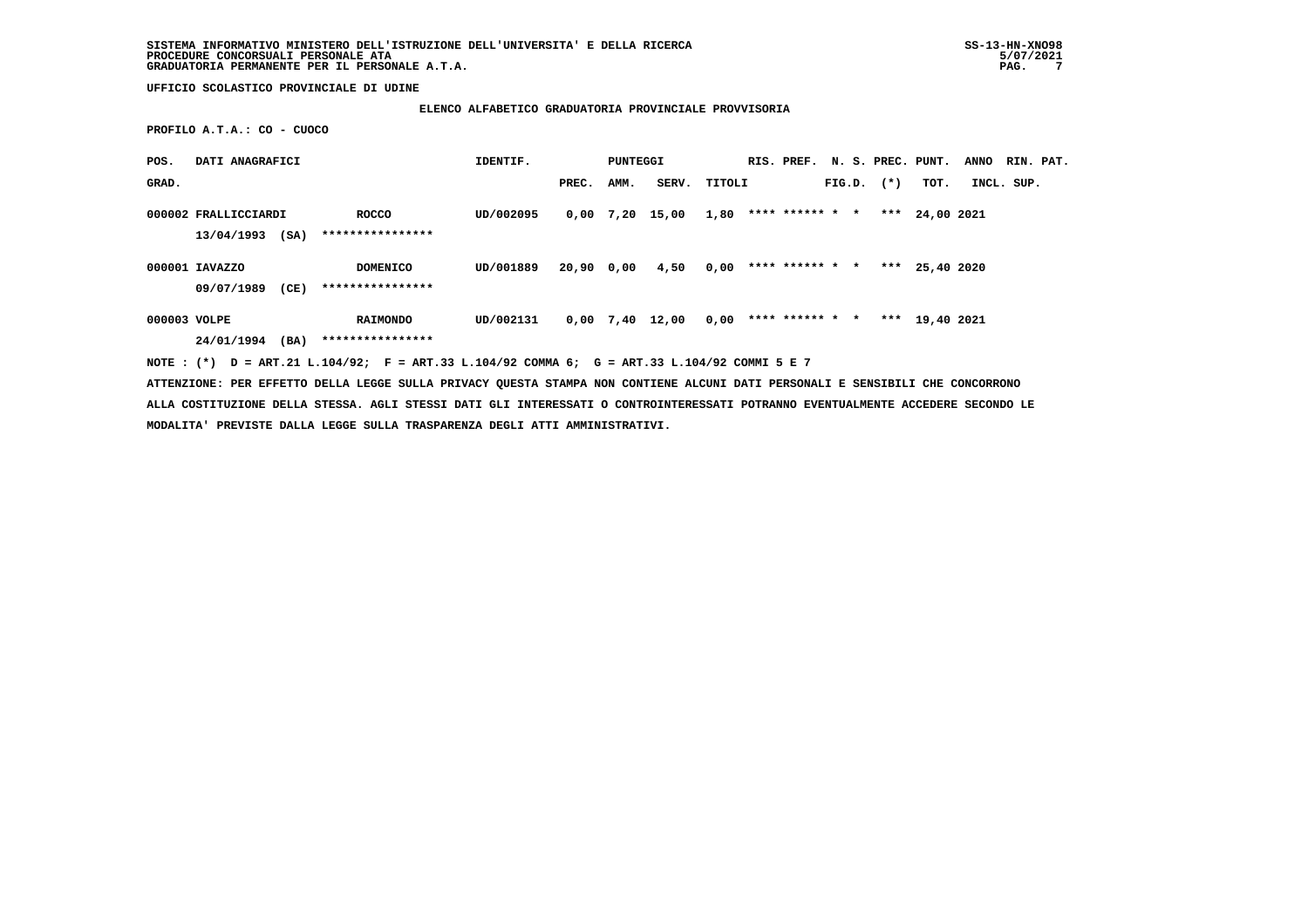SISTEMA INFORMATIVO MINISTERO DELL'ISTRUZIONE DELL'UNIVERSITA' E DELLA RICERCA
PROCEDURE CONCORSUALI PERSONALE ATA
GRADUATORIA PERMANENTE PER IL PERSONALE A.T.A.

UFFICIO SCOLASTICO PROVINCIALE DI UDINE

**ELENCO ALFABETICO GRADUATORIA PROVINCIALE PROVVISORIA**

**PROFILO A.T.A.: CO - CUOCO**

| POS. GRAD. | DATI ANAGRAFICI | | IDENTIF. | PUNTEGGI PREC. | AMM. | SERV. | TITOLI | RIS. | PREF. | N. S. FIG.D. | PREC. (*) | PUNT. TOT. | ANNO INCL. | RIN. PAT. SUP. |
|---|---|---|---|---|---|---|---|---|---|---|---|---|---|---|
| 000002 | FRALLICCIARDI 13/04/1993 (SA) | ROCCO **************** | UD/002095 | 0,00 | 7,20 | 15,00 | 1,80 | **** | ****** | * | * *** | 24,00 | 2021 | |
| 000001 | IAVAZZO 09/07/1989 (CE) | DOMENICO **************** | UD/001889 | 20,90 | 0,00 | 4,50 | 0,00 | **** | ****** | * | * *** | 25,40 | 2020 | |
| 000003 | VOLPE 24/01/1994 (BA) | RAIMONDO **************** | UD/002131 | 0,00 | 7,40 | 12,00 | 0,00 | **** | ****** | * | * *** | 19,40 | 2021 | |

NOTE : (*) D = ART.21 L.104/92; F = ART.33 L.104/92 COMMA 6; G = ART.33 L.104/92 COMMI 5 E 7

ATTENZIONE: PER EFFETTO DELLA LEGGE SULLA PRIVACY QUESTA STAMPA NON CONTIENE ALCUNI DATI PERSONALI E SENSIBILI CHE CONCORRONO ALLA COSTITUZIONE DELLA STESSA. AGLI STESSI DATI GLI INTERESSATI O CONTROINTERESSATI POTRANNO EVENTUALMENTE ACCEDERE SECONDO LE MODALITA' PREVISTE DALLA LEGGE SULLA TRASPARENZA DEGLI ATTI AMMINISTRATIVI.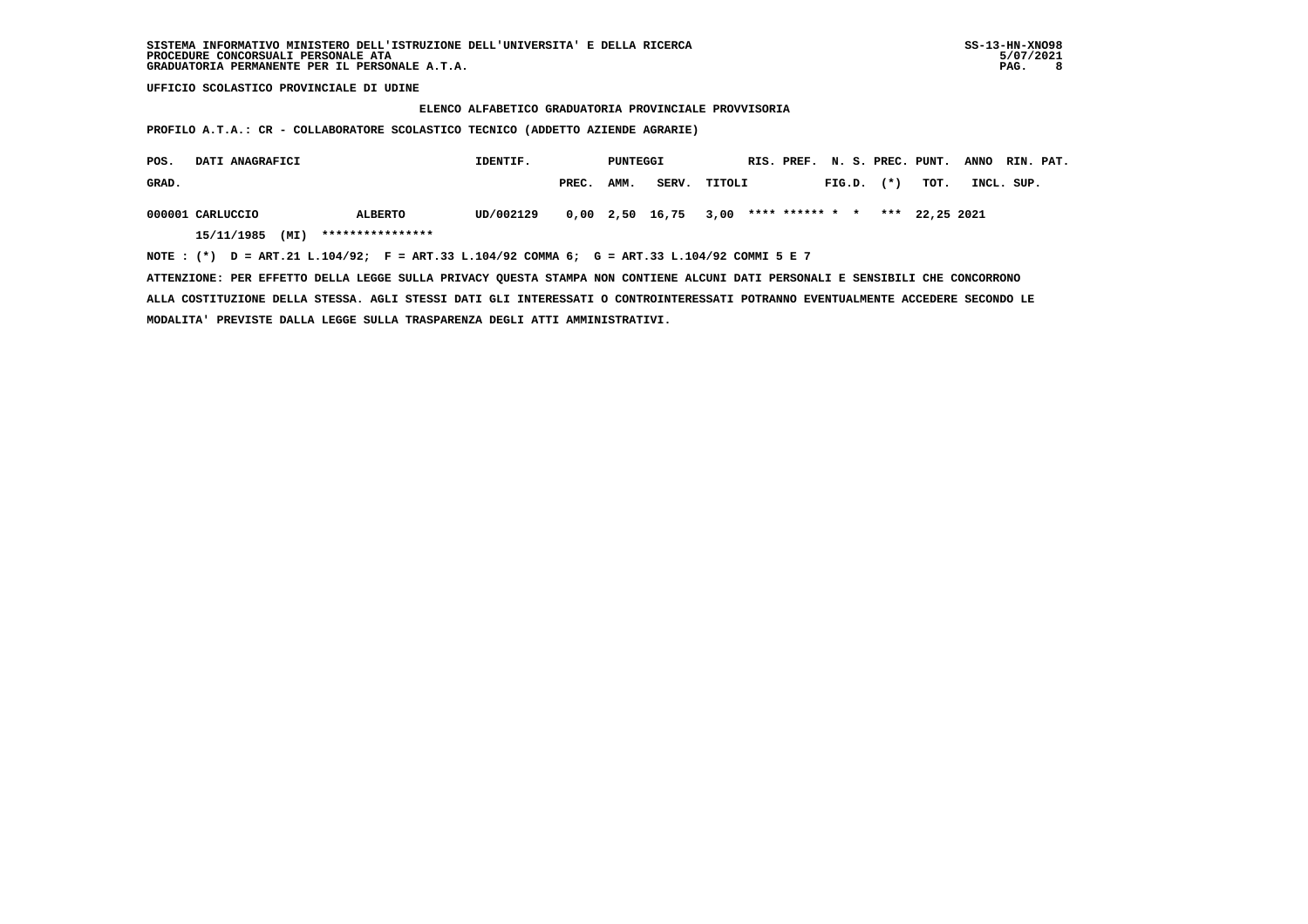UFFICIO SCOLASTICO PROVINCIALE DI UDINE

**ELENCO ALFABETICO GRADUATORIA PROVINCIALE PROVVISORIA**

**PROFILO A.T.A.: CR - COLLABORATORE SCOLASTICO TECNICO (ADDETTO AZIENDE AGRARIE)**

| POS. GRAD. | DATI ANAGRAFICI | | IDENTIF. | PUNTEGGI PREC. | AMM. | SERV. | TITOLI | RIS. | PREF. | N. S. FIG.D. | PREC. (*) | PUNT. TOT. | ANNO INCL. | RIN. PAT. SUP. |
|---|---|---|---|---|---|---|---|---|---|---|---|---|---|---|
| 000001 | CARLUCCIO 15/11/1985 (MI) | ALBERTO **************** | UD/002129 | 0,00 | 2,50 | 16,75 | 3,00 | **** | ****** | * | * *** | 22,25 | 2021 | |

NOTE : (*) D = ART.21 L.104/92; F = ART.33 L.104/92 COMMA 6; G = ART.33 L.104/92 COMMI 5 E 7

ATTENZIONE: PER EFFETTO DELLA LEGGE SULLA PRIVACY QUESTA STAMPA NON CONTIENE ALCUNI DATI PERSONALI E SENSIBILI CHE CONCORRONO ALLA COSTITUZIONE DELLA STESSA. AGLI STESSI DATI GLI INTERESSATI O CONTROINTERESSATI POTRANNO EVENTUALMENTE ACCEDERE SECONDO LE MODALITA' PREVISTE DALLA LEGGE SULLA TRASPARENZA DEGLI ATTI AMMINISTRATIVI.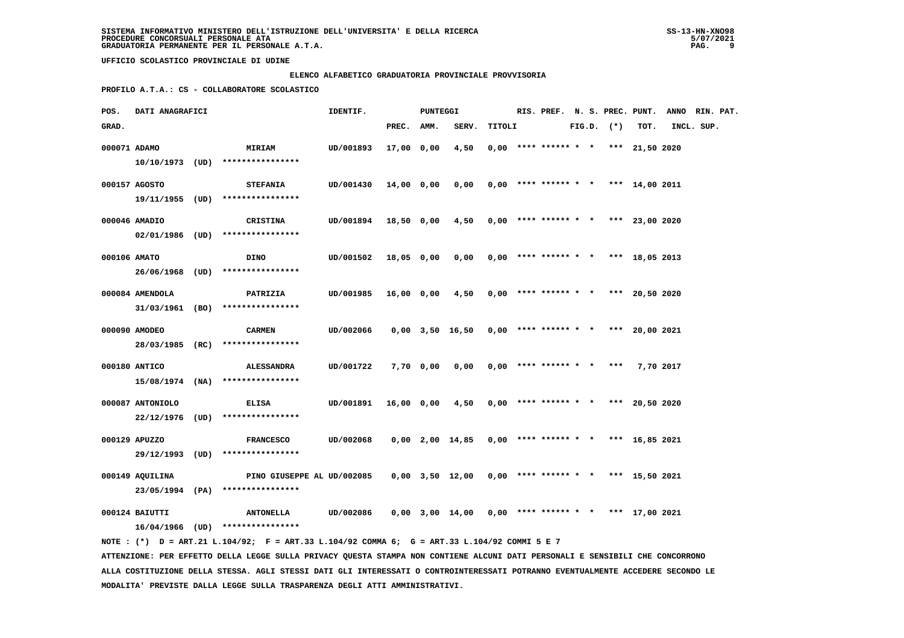SISTEMA INFORMATIVO MINISTERO DELL'ISTRUZIONE DELL'UNIVERSITA' E DELLA RICERCA
PROCEDURE CONCORSUALI PERSONALE ATA
GRADUATORIA PERMANENTE PER IL PERSONALE A.T.A.

UFFICIO SCOLASTICO PROVINCIALE DI UDINE

ELENCO ALFABETICO GRADUATORIA PROVINCIALE PROVVISORIA

PROFILO A.T.A.: CS - COLLABORATORE SCOLASTICO

| POS. GRAD. | DATI ANAGRAFICI | | IDENTIF. | PUNTEGGI PREC. | AMM. | SERV. | TITOLI | RIS. | PREF. | N. S. FIG.D. | PREC. (*) | PUNT. TOT. | ANNO INCL. | RIN. PAT. SUP. |
|---|---|---|---|---|---|---|---|---|---|---|---|---|---|---|
| 000071 | ADAMO 10/10/1973 (UD) | MIRIAM **************** | UD/001893 | 17,00 | 0,00 | 4,50 | 0,00 | **** | ****** | * * | *** | 21,50 | 2020 | |
| 000157 | AGOSTO 19/11/1955 (UD) | STEFANIA **************** | UD/001430 | 14,00 | 0,00 | 0,00 | 0,00 | **** | ****** | * * | *** | 14,00 | 2011 | |
| 000046 | AMADIO 02/01/1986 (UD) | CRISTINA **************** | UD/001894 | 18,50 | 0,00 | 4,50 | 0,00 | **** | ****** | * * | *** | 23,00 | 2020 | |
| 000106 | AMATO 26/06/1968 (UD) | DINO **************** | UD/001502 | 18,05 | 0,00 | 0,00 | 0,00 | **** | ****** | * * | *** | 18,05 | 2013 | |
| 000084 | AMENDOLA 31/03/1961 (BO) | PATRIZIA **************** | UD/001985 | 16,00 | 0,00 | 4,50 | 0,00 | **** | ****** | * * | *** | 20,50 | 2020 | |
| 000090 | AMODEO 28/03/1985 (RC) | CARMEN **************** | UD/002066 | 0,00 | 3,50 | 16,50 | 0,00 | **** | ****** | * * | *** | 20,00 | 2021 | |
| 000180 | ANTICO 15/08/1974 (NA) | ALESSANDRA **************** | UD/001722 | 7,70 | 0,00 | 0,00 | 0,00 | **** | ****** | * * | *** | 7,70 | 2017 | |
| 000087 | ANTONIOLO 22/12/1976 (UD) | ELISA **************** | UD/001891 | 16,00 | 0,00 | 4,50 | 0,00 | **** | ****** | * * | *** | 20,50 | 2020 | |
| 000129 | APUZZO 29/12/1993 (UD) | FRANCESCO **************** | UD/002068 | 0,00 | 2,00 | 14,85 | 0,00 | **** | ****** | * * | *** | 16,85 | 2021 | |
| 000149 | AQUILINA 23/05/1994 (PA) | PINO GIUSEPPE AL **************** | UD/002085 | 0,00 | 3,50 | 12,00 | 0,00 | **** | ****** | * * | *** | 15,50 | 2021 | |
| 000124 | BAIUTTI 16/04/1966 (UD) | ANTONELLA **************** | UD/002086 | 0,00 | 3,00 | 14,00 | 0,00 | **** | ****** | * * | *** | 17,00 | 2021 | |

NOTE : (*) D = ART.21 L.104/92; F = ART.33 L.104/92 COMMA 6; G = ART.33 L.104/92 COMMI 5 E 7

ATTENZIONE: PER EFFETTO DELLA LEGGE SULLA PRIVACY QUESTA STAMPA NON CONTIENE ALCUNI DATI PERSONALI E SENSIBILI CHE CONCORRONO ALLA COSTITUZIONE DELLA STESSA. AGLI STESSI DATI GLI INTERESSATI O CONTROINTERESSATI POTRANNO EVENTUALMENTE ACCEDERE SECONDO LE MODALITA' PREVISTE DALLA LEGGE SULLA TRASPARENZA DEGLI ATTI AMMINISTRATIVI.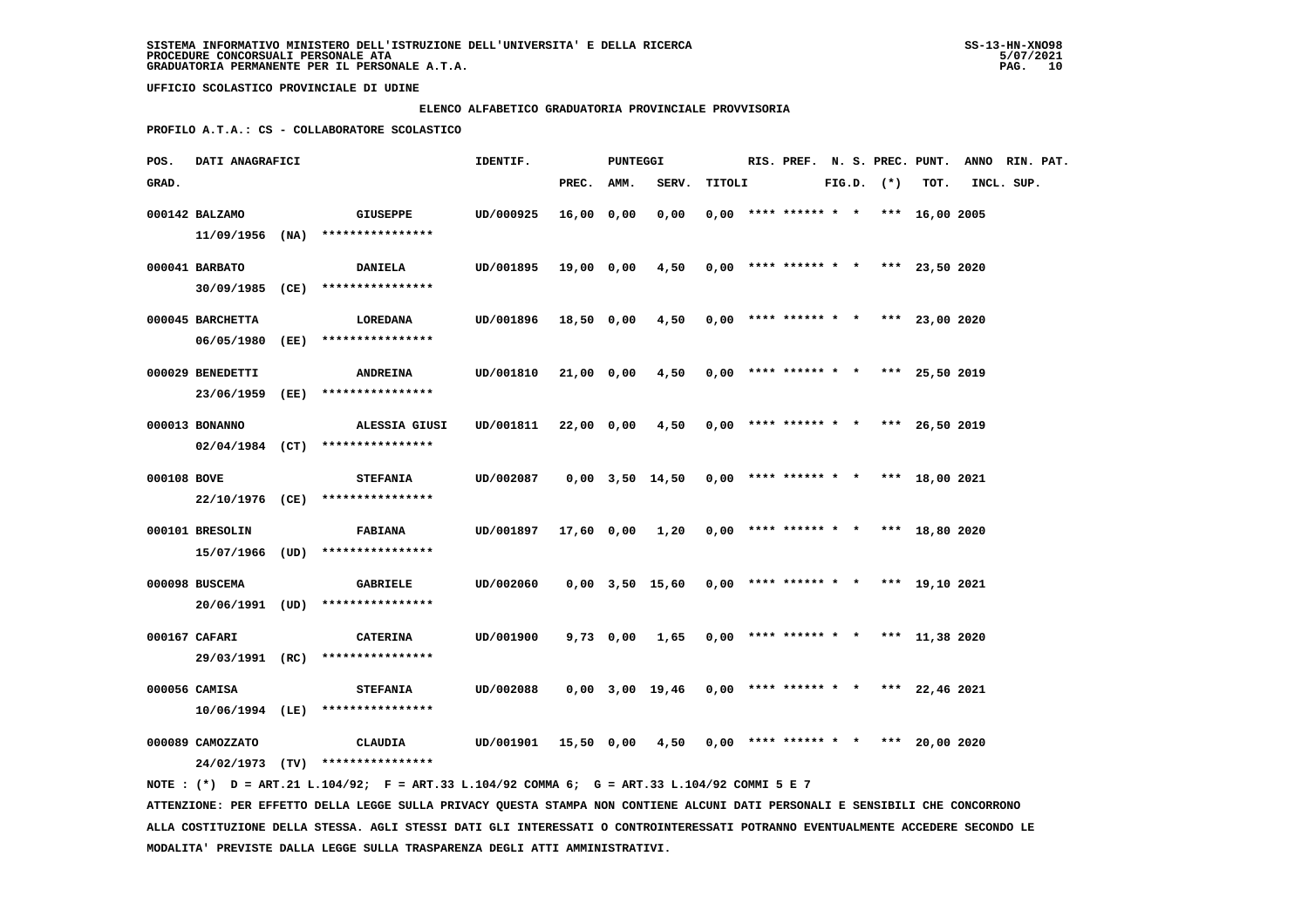SISTEMA INFORMATIVO MINISTERO DELL'ISTRUZIONE DELL'UNIVERSITA' E DELLA RICERCA
PROCEDURE CONCORSUALI PERSONALE ATA
GRADUATORIA PERMANENTE PER IL PERSONALE A.T.A.

UFFICIO SCOLASTICO PROVINCIALE DI UDINE

ELENCO ALFABETICO GRADUATORIA PROVINCIALE PROVVISORIA

PROFILO A.T.A.: CS - COLLABORATORE SCOLASTICO

| POS. GRAD. | DATI ANAGRAFICI | | IDENTIF. | PUNTEGGI PREC. | AMM. | SERV. | TITOLI | RIS. | PREF. | N. S. FIG.D. | PREC. (*) | PUNT. TOT. | ANNO INCL. | RIN. PAT. SUP. |
|---|---|---|---|---|---|---|---|---|---|---|---|---|---|---|
| 000142 | BALZAMO 11/09/1956 (NA) | GIUSEPPE **************** | UD/000925 | 16,00 | 0,00 | 0,00 | 0,00 | **** | ****** | * * | *** | 16,00 | 2005 | |
| 000041 | BARBATO 30/09/1985 (CE) | DANIELA **************** | UD/001895 | 19,00 | 0,00 | 4,50 | 0,00 | **** | ****** | * * | *** | 23,50 | 2020 | |
| 000045 | BARCHETTA 06/05/1980 (EE) | LOREDANA **************** | UD/001896 | 18,50 | 0,00 | 4,50 | 0,00 | **** | ****** | * * | *** | 23,00 | 2020 | |
| 000029 | BENEDETTI 23/06/1959 (EE) | ANDREINA **************** | UD/001810 | 21,00 | 0,00 | 4,50 | 0,00 | **** | ****** | * * | *** | 25,50 | 2019 | |
| 000013 | BONANNO 02/04/1984 (CT) | ALESSIA GIUSI **************** | UD/001811 | 22,00 | 0,00 | 4,50 | 0,00 | **** | ****** | * * | *** | 26,50 | 2019 | |
| 000108 | BOVE 22/10/1976 (CE) | STEFANIA **************** | UD/002087 | 0,00 | 3,50 | 14,50 | 0,00 | **** | ****** | * * | *** | 18,00 | 2021 | |
| 000101 | BRESOLIN 15/07/1966 (UD) | FABIANA **************** | UD/001897 | 17,60 | 0,00 | 1,20 | 0,00 | **** | ****** | * * | *** | 18,80 | 2020 | |
| 000098 | BUSCEMA 20/06/1991 (UD) | GABRIELE **************** | UD/002060 | 0,00 | 3,50 | 15,60 | 0,00 | **** | ****** | * * | *** | 19,10 | 2021 | |
| 000167 | CAFARI 29/03/1991 (RC) | CATERINA **************** | UD/001900 | 9,73 | 0,00 | 1,65 | 0,00 | **** | ****** | * * | *** | 11,38 | 2020 | |
| 000056 | CAMISA 10/06/1994 (LE) | STEFANIA **************** | UD/002088 | 0,00 | 3,00 | 19,46 | 0,00 | **** | ****** | * * | *** | 22,46 | 2021 | |
| 000089 | CAMOZZATO 24/02/1973 (TV) | CLAUDIA **************** | UD/001901 | 15,50 | 0,00 | 4,50 | 0,00 | **** | ****** | * * | *** | 20,00 | 2020 | |

NOTE : (*) D = ART.21 L.104/92; F = ART.33 L.104/92 COMMA 6; G = ART.33 L.104/92 COMMI 5 E 7

ATTENZIONE: PER EFFETTO DELLA LEGGE SULLA PRIVACY QUESTA STAMPA NON CONTIENE ALCUNI DATI PERSONALI E SENSIBILI CHE CONCORRONO ALLA COSTITUZIONE DELLA STESSA. AGLI STESSI DATI GLI INTERESSATI O CONTROINTERESSATI POTRANNO EVENTUALMENTE ACCEDERE SECONDO LE MODALITA' PREVISTE DALLA LEGGE SULLA TRASPARENZA DEGLI ATTI AMMINISTRATIVI.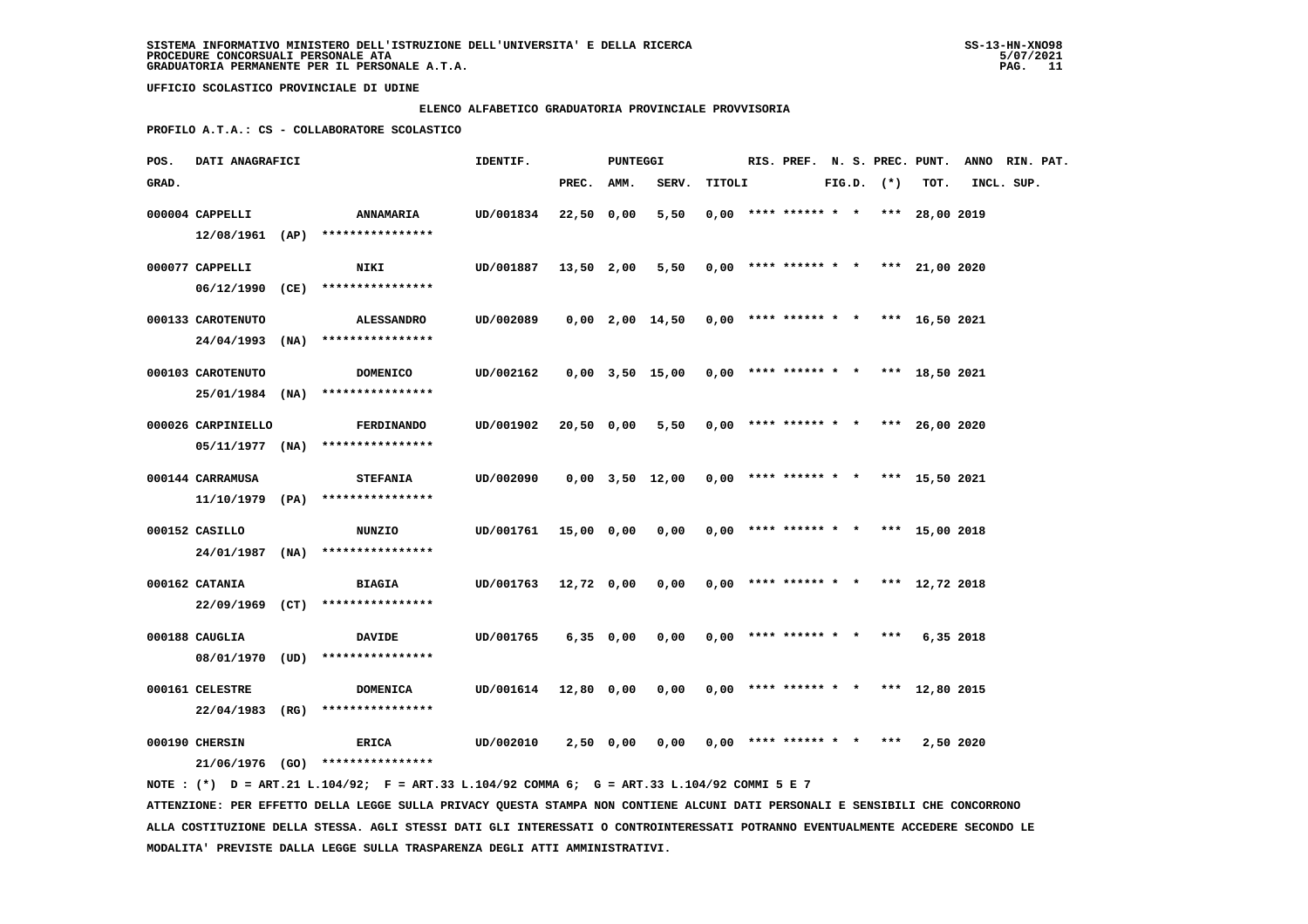SISTEMA INFORMATIVO MINISTERO DELL'ISTRUZIONE DELL'UNIVERSITA' E DELLA RICERCA
PROCEDURE CONCORSUALI PERSONALE ATA
GRADUATORIA PERMANENTE PER IL PERSONALE A.T.A.

UFFICIO SCOLASTICO PROVINCIALE DI UDINE

ELENCO ALFABETICO GRADUATORIA PROVINCIALE PROVVISORIA

PROFILO A.T.A.: CS - COLLABORATORE SCOLASTICO

| POS. GRAD. | DATI ANAGRAFICI | | IDENTIF. | PUNTEGGI PREC. | AMM. | SERV. | TITOLI | RIS. | PREF. | N. S. FIG.D. | PREC. (*) | PUNT. TOT. | ANNO INCL. | RIN. SUP. | PAT. |
|---|---|---|---|---|---|---|---|---|---|---|---|---|---|---|---|
| 000004 | CAPPELLI 12/08/1961 (AP) | ANNAMARIA **************** | UD/001834 | 22,50 | 0,00 | 5,50 | 0,00 | **** | ****** | * * | *** | 28,00 | 2019 | | |
| 000077 | CAPPELLI 06/12/1990 (CE) | NIKI **************** | UD/001887 | 13,50 | 2,00 | 5,50 | 0,00 | **** | ****** | * * | *** | 21,00 | 2020 | | |
| 000133 | CAROTENUTO 24/04/1993 (NA) | ALESSANDRO **************** | UD/002089 | 0,00 | 2,00 | 14,50 | 0,00 | **** | ****** | * * | *** | 16,50 | 2021 | | |
| 000103 | CAROTENUTO 25/01/1984 (NA) | DOMENICO **************** | UD/002162 | 0,00 | 3,50 | 15,00 | 0,00 | **** | ****** | * * | *** | 18,50 | 2021 | | |
| 000026 | CARPINIELLO 05/11/1977 (NA) | FERDINANDO **************** | UD/001902 | 20,50 | 0,00 | 5,50 | 0,00 | **** | ****** | * * | *** | 26,00 | 2020 | | |
| 000144 | CARRAMUSA 11/10/1979 (PA) | STEFANIA **************** | UD/002090 | 0,00 | 3,50 | 12,00 | 0,00 | **** | ****** | * * | *** | 15,50 | 2021 | | |
| 000152 | CASILLO 24/01/1987 (NA) | NUNZIO **************** | UD/001761 | 15,00 | 0,00 | 0,00 | 0,00 | **** | ****** | * * | *** | 15,00 | 2018 | | |
| 000162 | CATANIA 22/09/1969 (CT) | BIAGIA **************** | UD/001763 | 12,72 | 0,00 | 0,00 | 0,00 | **** | ****** | * * | *** | 12,72 | 2018 | | |
| 000188 | CAUGLIA 08/01/1970 (UD) | DAVIDE **************** | UD/001765 | 6,35 | 0,00 | 0,00 | 0,00 | **** | ****** | * * | *** | 6,35 | 2018 | | |
| 000161 | CELESTRE 22/04/1983 (RG) | DOMENICA **************** | UD/001614 | 12,80 | 0,00 | 0,00 | 0,00 | **** | ****** | * * | *** | 12,80 | 2015 | | |
| 000190 | CHERSIN 21/06/1976 (GO) | ERICA **************** | UD/002010 | 2,50 | 0,00 | 0,00 | 0,00 | **** | ****** | * * | *** | 2,50 | 2020 | | |

NOTE : (*) D = ART.21 L.104/92; F = ART.33 L.104/92 COMMA 6; G = ART.33 L.104/92 COMMI 5 E 7

ATTENZIONE: PER EFFETTO DELLA LEGGE SULLA PRIVACY QUESTA STAMPA NON CONTIENE ALCUNI DATI PERSONALI E SENSIBILI CHE CONCORRONO ALLA COSTITUZIONE DELLA STESSA. AGLI STESSI DATI GLI INTERESSATI O CONTROINTERESSATI POTRANNO EVENTUALMENTE ACCEDERE SECONDO LE MODALITA' PREVISTE DALLA LEGGE SULLA TRASPARENZA DEGLI ATTI AMMINISTRATIVI.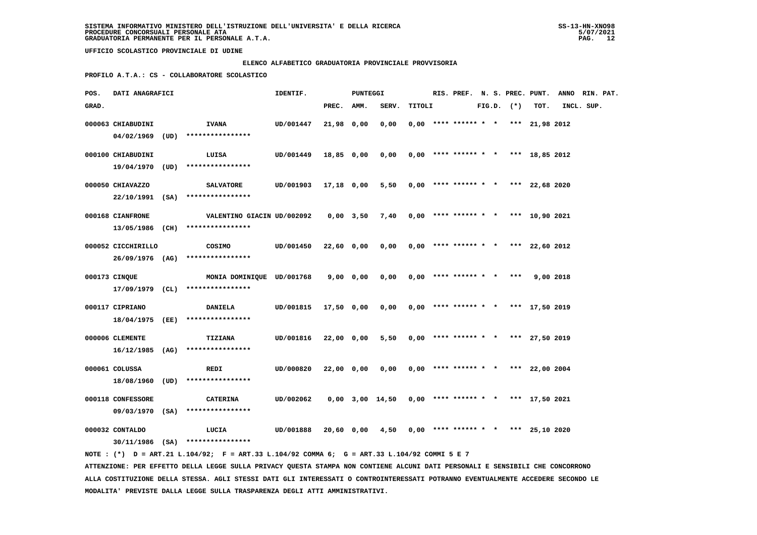SISTEMA INFORMATIVO MINISTERO DELL'ISTRUZIONE DELL'UNIVERSITA' E DELLA RICERCA
PROCEDURE CONCORSUALI PERSONALE ATA
GRADUATORIA PERMANENTE PER IL PERSONALE A.T.A.

UFFICIO SCOLASTICO PROVINCIALE DI UDINE

ELENCO ALFABETICO GRADUATORIA PROVINCIALE PROVVISORIA

PROFILO A.T.A.: CS - COLLABORATORE SCOLASTICO

| POS. GRAD. | DATI ANAGRAFICI | | IDENTIF. | PUNTEGGI PREC. | AMM. | SERV. | TITOLI | RIS. | PREF. | N. S. FIG.D. | PREC. (*) | PUNT. TOT. | ANNO INCL. | RIN. SUP. | PAT. |
|---|---|---|---|---|---|---|---|---|---|---|---|---|---|---|---|
| 000063 | CHIABUDINI 04/02/1969 (UD) | IVANA **************** | UD/001447 | 21,98 | 0,00 | 0,00 | 0,00 | **** | ****** | * * | *** | 21,98 | 2012 | | |
| 000100 | CHIABUDINI 19/04/1970 (UD) | LUISA **************** | UD/001449 | 18,85 | 0,00 | 0,00 | 0,00 | **** | ****** | * * | *** | 18,85 | 2012 | | |
| 000050 | CHIAVAZZO 22/10/1991 (SA) | SALVATORE **************** | UD/001903 | 17,18 | 0,00 | 5,50 | 0,00 | **** | ****** | * * | *** | 22,68 | 2020 | | |
| 000168 | CIANFRONE 13/05/1986 (CH) | VALENTINO GIACIN **************** | UD/002092 | 0,00 | 3,50 | 7,40 | 0,00 | **** | ****** | * * | *** | 10,90 | 2021 | | |
| 000052 | CICCHIRILLO 26/09/1976 (AG) | COSIMO **************** | UD/001450 | 22,60 | 0,00 | 0,00 | 0,00 | **** | ****** | * * | *** | 22,60 | 2012 | | |
| 000173 | CINQUE 17/09/1979 (CL) | MONIA DOMINIQUE **************** | UD/001768 | 9,00 | 0,00 | 0,00 | 0,00 | **** | ****** | * * | *** | 9,00 | 2018 | | |
| 000117 | CIPRIANO 18/04/1975 (EE) | DANIELA **************** | UD/001815 | 17,50 | 0,00 | 0,00 | 0,00 | **** | ****** | * * | *** | 17,50 | 2019 | | |
| 000006 | CLEMENTE 16/12/1985 (AG) | TIZIANA **************** | UD/001816 | 22,00 | 0,00 | 5,50 | 0,00 | **** | ****** | * * | *** | 27,50 | 2019 | | |
| 000061 | COLUSSA 18/08/1960 (UD) | REDI **************** | UD/000820 | 22,00 | 0,00 | 0,00 | 0,00 | **** | ****** | * * | *** | 22,00 | 2004 | | |
| 000118 | CONFESSORE 09/03/1970 (SA) | CATERINA **************** | UD/002062 | 0,00 | 3,00 | 14,50 | 0,00 | **** | ****** | * * | *** | 17,50 | 2021 | | |
| 000032 | CONTALDO 30/11/1986 (SA) | LUCIA **************** | UD/001888 | 20,60 | 0,00 | 4,50 | 0,00 | **** | ****** | * * | *** | 25,10 | 2020 | | |

NOTE : (*) D = ART.21 L.104/92; F = ART.33 L.104/92 COMMA 6; G = ART.33 L.104/92 COMMI 5 E 7

ATTENZIONE: PER EFFETTO DELLA LEGGE SULLA PRIVACY QUESTA STAMPA NON CONTIENE ALCUNI DATI PERSONALI E SENSIBILI CHE CONCORRONO ALLA COSTITUZIONE DELLA STESSA. AGLI STESSI DATI GLI INTERESSATI O CONTROINTERESSATI POTRANNO EVENTUALMENTE ACCEDERE SECONDO LE MODALITA' PREVISTE DALLA LEGGE SULLA TRASPARENZA DEGLI ATTI AMMINISTRATIVI.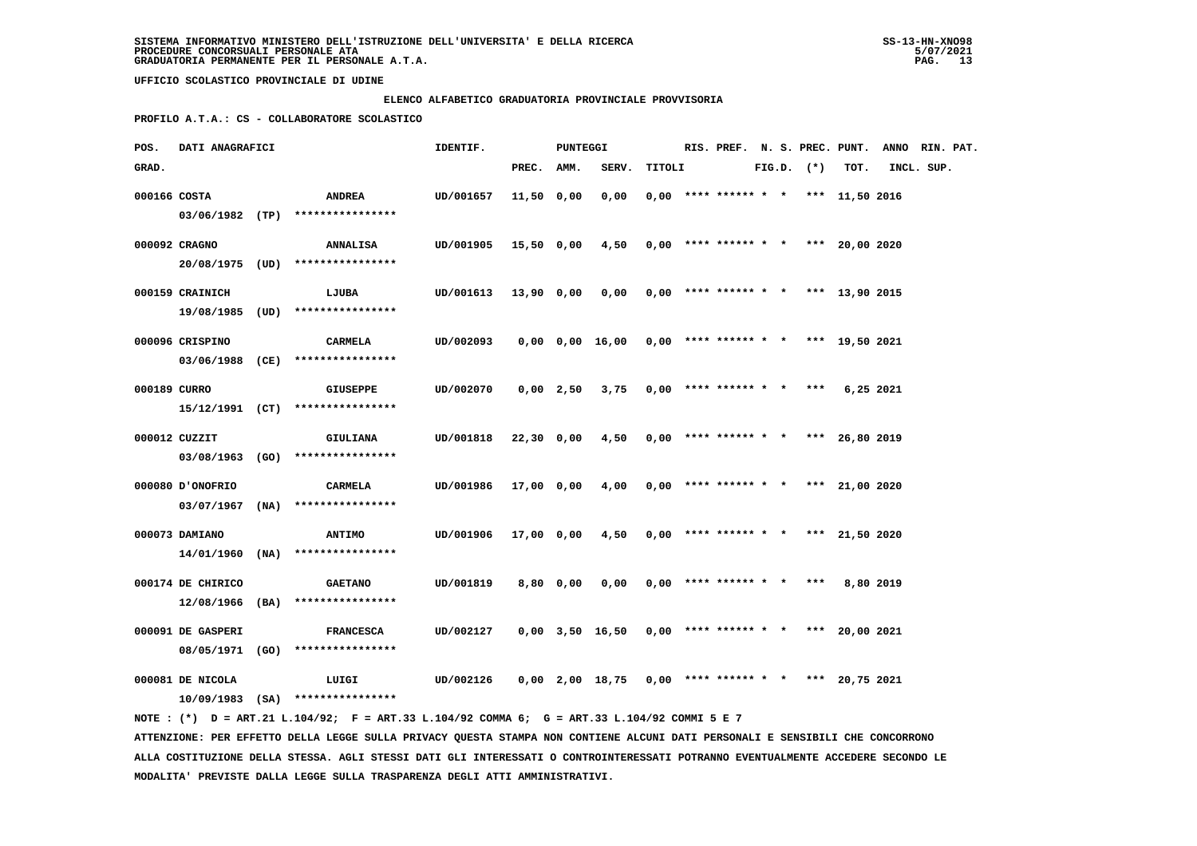SISTEMA INFORMATIVO MINISTERO DELL'ISTRUZIONE DELL'UNIVERSITA' E DELLA RICERCA
PROCEDURE CONCORSUALI PERSONALE ATA
GRADUATORIA PERMANENTE PER IL PERSONALE A.T.A.

UFFICIO SCOLASTICO PROVINCIALE DI UDINE

ELENCO ALFABETICO GRADUATORIA PROVINCIALE PROVVISORIA

PROFILO A.T.A.: CS - COLLABORATORE SCOLASTICO

| POS. GRAD. | DATI ANAGRAFICI | | IDENTIF. | PUNTEGGI PREC. | AMM. | SERV. | TITOLI | RIS. | PREF. | N. S. FIG.D. | PREC. (*) | PUNT. TOT. | ANNO INCL. | RIN. PAT. SUP. |
|---|---|---|---|---|---|---|---|---|---|---|---|---|---|---|
| 000166 | COSTA 03/06/1982 (TP) | ANDREA **************** | UD/001657 | 11,50 | 0,00 | 0,00 | 0,00 | **** | ****** | * * | *** | 11,50 | 2016 | |
| 000092 | CRAGNO 20/08/1975 (UD) | ANNALISA **************** | UD/001905 | 15,50 | 0,00 | 4,50 | 0,00 | **** | ****** | * * | *** | 20,00 | 2020 | |
| 000159 | CRAINICH 19/08/1985 (UD) | LJUBA **************** | UD/001613 | 13,90 | 0,00 | 0,00 | 0,00 | **** | ****** | * * | *** | 13,90 | 2015 | |
| 000096 | CRISPINO 03/06/1988 (CE) | CARMELA **************** | UD/002093 | 0,00 | 0,00 | 16,00 | 0,00 | **** | ****** | * * | *** | 19,50 | 2021 | |
| 000189 | CURRO 15/12/1991 (CT) | GIUSEPPE **************** | UD/002070 | 0,00 | 2,50 | 3,75 | 0,00 | **** | ****** | * * | *** | 6,25 | 2021 | |
| 000012 | CUZZIT 03/08/1963 (GO) | GIULIANA **************** | UD/001818 | 22,30 | 0,00 | 4,50 | 0,00 | **** | ****** | * * | *** | 26,80 | 2019 | |
| 000080 | D'ONOFRIO 03/07/1967 (NA) | CARMELA **************** | UD/001986 | 17,00 | 0,00 | 4,00 | 0,00 | **** | ****** | * * | *** | 21,00 | 2020 | |
| 000073 | DAMIANO 14/01/1960 (NA) | ANTIMO **************** | UD/001906 | 17,00 | 0,00 | 4,50 | 0,00 | **** | ****** | * * | *** | 21,50 | 2020 | |
| 000174 | DE CHIRICO 12/08/1966 (BA) | GAETANO **************** | UD/001819 | 8,80 | 0,00 | 0,00 | 0,00 | **** | ****** | * * | *** | 8,80 | 2019 | |
| 000091 | DE GASPERI 08/05/1971 (GO) | FRANCESCA **************** | UD/002127 | 0,00 | 3,50 | 16,50 | 0,00 | **** | ****** | * * | *** | 20,00 | 2021 | |
| 000081 | DE NICOLA 10/09/1983 (SA) | LUIGI **************** | UD/002126 | 0,00 | 2,00 | 18,75 | 0,00 | **** | ****** | * * | *** | 20,75 | 2021 | |

NOTE : (*) D = ART.21 L.104/92; F = ART.33 L.104/92 COMMA 6; G = ART.33 L.104/92 COMMI 5 E 7

ATTENZIONE: PER EFFETTO DELLA LEGGE SULLA PRIVACY QUESTA STAMPA NON CONTIENE ALCUNI DATI PERSONALI E SENSIBILI CHE CONCORRONO ALLA COSTITUZIONE DELLA STESSA. AGLI STESSI DATI GLI INTERESSATI O CONTROINTERESSATI POTRANNO EVENTUALMENTE ACCEDERE SECONDO LE MODALITA' PREVISTE DALLA LEGGE SULLA TRASPARENZA DEGLI ATTI AMMINISTRATIVI.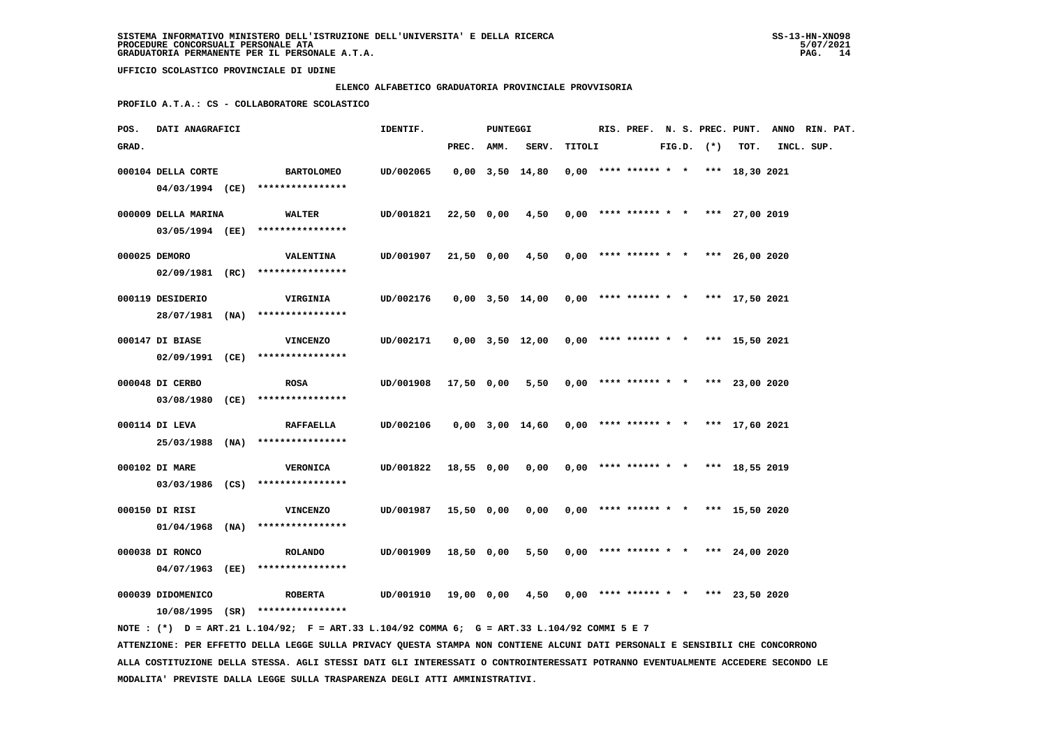SISTEMA INFORMATIVO MINISTERO DELL'ISTRUZIONE DELL'UNIVERSITA' E DELLA RICERCA
PROCEDURE CONCORSUALI PERSONALE ATA
GRADUATORIA PERMANENTE PER IL PERSONALE A.T.A.

UFFICIO SCOLASTICO PROVINCIALE DI UDINE

ELENCO ALFABETICO GRADUATORIA PROVINCIALE PROVVISORIA

PROFILO A.T.A.: CS - COLLABORATORE SCOLASTICO

| POS. GRAD. | DATI ANAGRAFICI | | IDENTIF. | PUNTEGGI PREC. | AMM. | SERV. | TITOLI | RIS. | PREF. | N. S. FIG.D. | PREC. (*) | PUNT. TOT. | ANNO INCL. | RIN. SUP. | PAT. |
|---|---|---|---|---|---|---|---|---|---|---|---|---|---|---|---|
| 000104 | DELLA CORTE 04/03/1994 (CE) | BARTOLOMEO **************** | UD/002065 | 0,00 | 3,50 | 14,80 | 0,00 | **** | ****** | * * | *** | 18,30 | 2021 | | |
| 000009 | DELLA MARINA 03/05/1994 (EE) | WALTER **************** | UD/001821 | 22,50 | 0,00 | 4,50 | 0,00 | **** | ****** | * * | *** | 27,00 | 2019 | | |
| 000025 | DEMORO 02/09/1981 (RC) | VALENTINA **************** | UD/001907 | 21,50 | 0,00 | 4,50 | 0,00 | **** | ****** | * * | *** | 26,00 | 2020 | | |
| 000119 | DESIDERIO 28/07/1981 (NA) | VIRGINIA **************** | UD/002176 | 0,00 | 3,50 | 14,00 | 0,00 | **** | ****** | * * | *** | 17,50 | 2021 | | |
| 000147 | DI BIASE 02/09/1991 (CE) | VINCENZO **************** | UD/002171 | 0,00 | 3,50 | 12,00 | 0,00 | **** | ****** | * * | *** | 15,50 | 2021 | | |
| 000048 | DI CERBO 03/08/1980 (CE) | ROSA **************** | UD/001908 | 17,50 | 0,00 | 5,50 | 0,00 | **** | ****** | * * | *** | 23,00 | 2020 | | |
| 000114 | DI LEVA 25/03/1988 (NA) | RAFFAELLA **************** | UD/002106 | 0,00 | 3,00 | 14,60 | 0,00 | **** | ****** | * * | *** | 17,60 | 2021 | | |
| 000102 | DI MARE 03/03/1986 (CS) | VERONICA **************** | UD/001822 | 18,55 | 0,00 | 0,00 | 0,00 | **** | ****** | * * | *** | 18,55 | 2019 | | |
| 000150 | DI RISI 01/04/1968 (NA) | VINCENZO **************** | UD/001987 | 15,50 | 0,00 | 0,00 | 0,00 | **** | ****** | * * | *** | 15,50 | 2020 | | |
| 000038 | DI RONCO 04/07/1963 (EE) | ROLANDO **************** | UD/001909 | 18,50 | 0,00 | 5,50 | 0,00 | **** | ****** | * * | *** | 24,00 | 2020 | | |
| 000039 | DIDOMENICO 10/08/1995 (SR) | ROBERTA **************** | UD/001910 | 19,00 | 0,00 | 4,50 | 0,00 | **** | ****** | * * | *** | 23,50 | 2020 | | |

NOTE : (*) D = ART.21 L.104/92; F = ART.33 L.104/92 COMMA 6; G = ART.33 L.104/92 COMMI 5 E 7

ATTENZIONE: PER EFFETTO DELLA LEGGE SULLA PRIVACY QUESTA STAMPA NON CONTIENE ALCUNI DATI PERSONALI E SENSIBILI CHE CONCORRONO ALLA COSTITUZIONE DELLA STESSA. AGLI STESSI DATI GLI INTERESSATI O CONTROINTERESSATI POTRANNO EVENTUALMENTE ACCEDERE SECONDO LE MODALITA' PREVISTE DALLA LEGGE SULLA TRASPARENZA DEGLI ATTI AMMINISTRATIVI.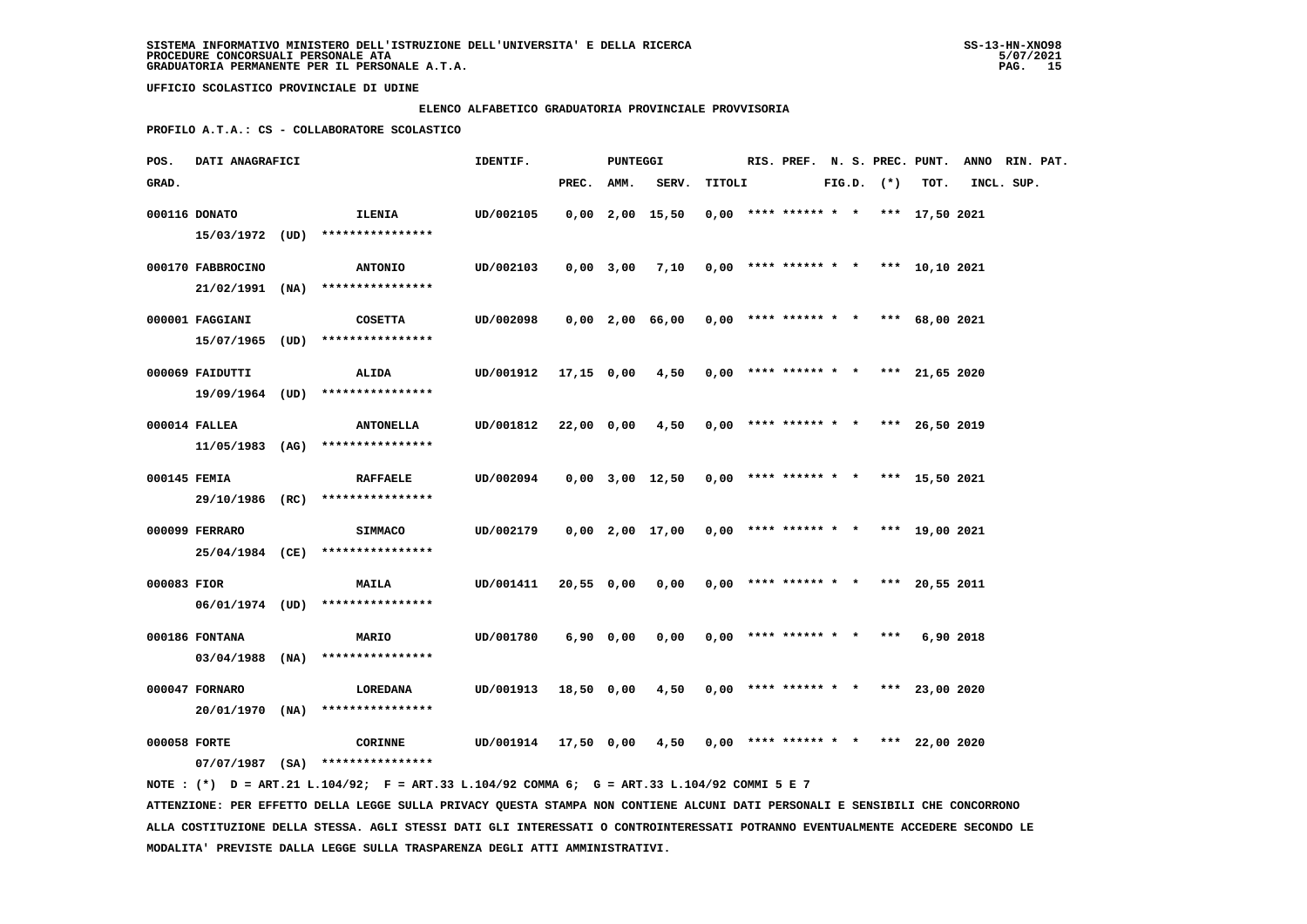SISTEMA INFORMATIVO MINISTERO DELL'ISTRUZIONE DELL'UNIVERSITA' E DELLA RICERCA
PROCEDURE CONCORSUALI PERSONALE ATA
GRADUATORIA PERMANENTE PER IL PERSONALE A.T.A.

UFFICIO SCOLASTICO PROVINCIALE DI UDINE

ELENCO ALFABETICO GRADUATORIA PROVINCIALE PROVVISORIA

PROFILO A.T.A.: CS - COLLABORATORE SCOLASTICO

| POS. GRAD. | DATI ANAGRAFICI | | IDENTIF. | PUNTEGGI PREC. | AMM. | SERV. | TITOLI | RIS. | PREF. | N. S. FIG.D. | PREC. (*) | PUNT. TOT. | ANNO INCL. | RIN. SUP. | PAT. |
|---|---|---|---|---|---|---|---|---|---|---|---|---|---|---|---|
| 000116 | DONATO 15/03/1972 (UD) | ILENIA **************** | UD/002105 | 0,00 | 2,00 | 15,50 | 0,00 | **** | ****** | * * | *** | 17,50 | 2021 | | |
| 000170 | FABBROCINO 21/02/1991 (NA) | ANTONIO **************** | UD/002103 | 0,00 | 3,00 | 7,10 | 0,00 | **** | ****** | * * | *** | 10,10 | 2021 | | |
| 000001 | FAGGIANI 15/07/1965 (UD) | COSETTA **************** | UD/002098 | 0,00 | 2,00 | 66,00 | 0,00 | **** | ****** | * * | *** | 68,00 | 2021 | | |
| 000069 | FAIDUTTI 19/09/1964 (UD) | ALIDA **************** | UD/001912 | 17,15 | 0,00 | 4,50 | 0,00 | **** | ****** | * * | *** | 21,65 | 2020 | | |
| 000014 | FALLEA 11/05/1983 (AG) | ANTONELLA **************** | UD/001812 | 22,00 | 0,00 | 4,50 | 0,00 | **** | ****** | * * | *** | 26,50 | 2019 | | |
| 000145 | FEMIA 29/10/1986 (RC) | RAFFAELE **************** | UD/002094 | 0,00 | 3,00 | 12,50 | 0,00 | **** | ****** | * * | *** | 15,50 | 2021 | | |
| 000099 | FERRARO 25/04/1984 (CE) | SIMMACO **************** | UD/002179 | 0,00 | 2,00 | 17,00 | 0,00 | **** | ****** | * * | *** | 19,00 | 2021 | | |
| 000083 | FIOR 06/01/1974 (UD) | MAILA **************** | UD/001411 | 20,55 | 0,00 | 0,00 | 0,00 | **** | ****** | * * | *** | 20,55 | 2011 | | |
| 000186 | FONTANA 03/04/1988 (NA) | MARIO **************** | UD/001780 | 6,90 | 0,00 | 0,00 | 0,00 | **** | ****** | * * | *** | 6,90 | 2018 | | |
| 000047 | FORNARO 20/01/1970 (NA) | LOREDANA **************** | UD/001913 | 18,50 | 0,00 | 4,50 | 0,00 | **** | ****** | * * | *** | 23,00 | 2020 | | |
| 000058 | FORTE 07/07/1987 (SA) | CORINNE **************** | UD/001914 | 17,50 | 0,00 | 4,50 | 0,00 | **** | ****** | * * | *** | 22,00 | 2020 | | |

NOTE : (*) D = ART.21 L.104/92; F = ART.33 L.104/92 COMMA 6; G = ART.33 L.104/92 COMMI 5 E 7

ATTENZIONE: PER EFFETTO DELLA LEGGE SULLA PRIVACY QUESTA STAMPA NON CONTIENE ALCUNI DATI PERSONALI E SENSIBILI CHE CONCORRONO ALLA COSTITUZIONE DELLA STESSA. AGLI STESSI DATI GLI INTERESSATI O CONTROINTERESSATI POTRANNO EVENTUALMENTE ACCEDERE SECONDO LE MODALITA' PREVISTE DALLA LEGGE SULLA TRASPARENZA DEGLI ATTI AMMINISTRATIVI.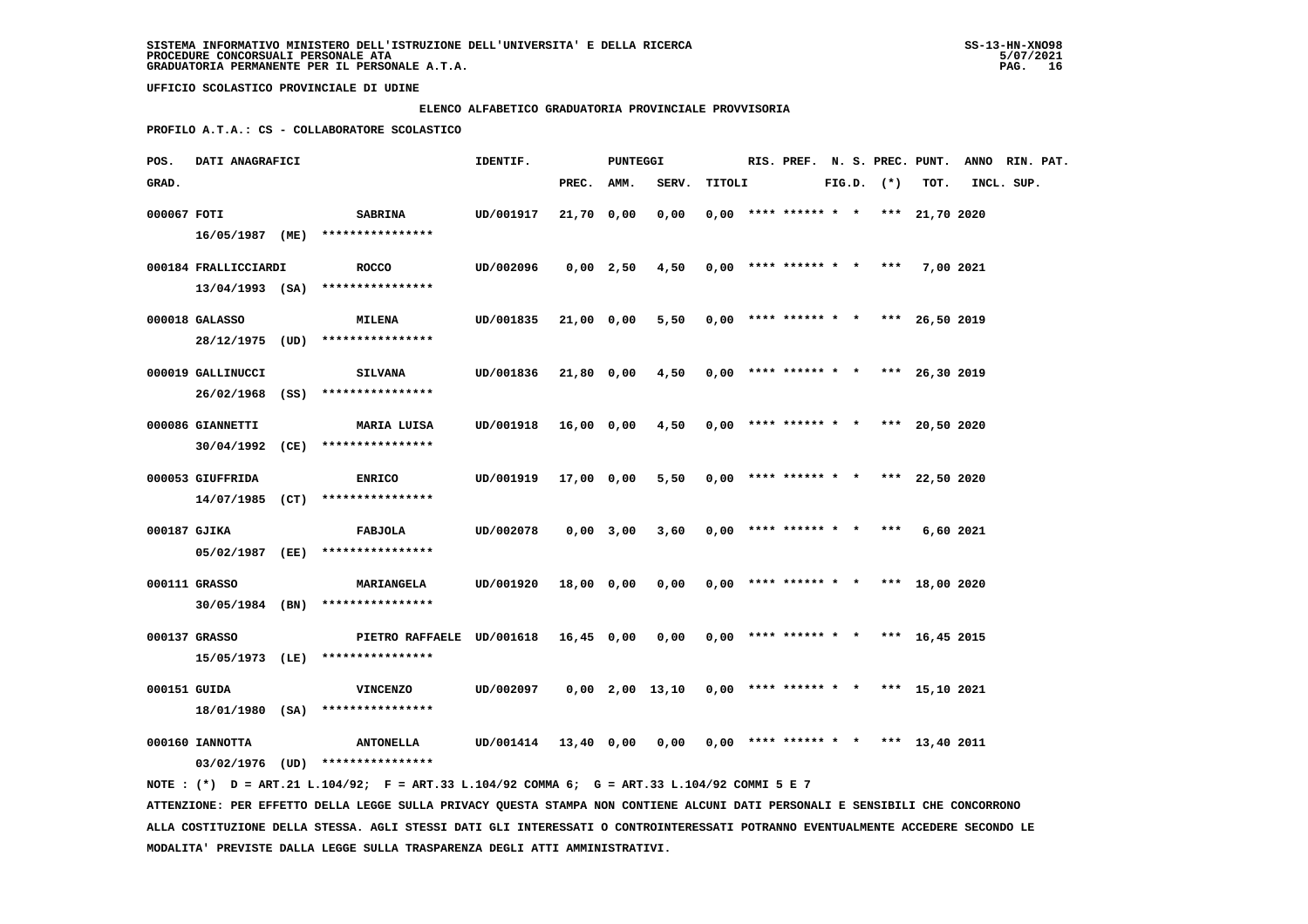SISTEMA INFORMATIVO MINISTERO DELL'ISTRUZIONE DELL'UNIVERSITA' E DELLA RICERCA
PROCEDURE CONCORSUALI PERSONALE ATA
GRADUATORIA PERMANENTE PER IL PERSONALE A.T.A.

UFFICIO SCOLASTICO PROVINCIALE DI UDINE

## ELENCO ALFABETICO GRADUATORIA PROVINCIALE PROVVISORIA

**PROFILO A.T.A.: CS - COLLABORATORE SCOLASTICO**

| POS. GRAD. | DATI ANAGRAFICI | | IDENTIF. | PUNTEGGI PREC. | AMM. | SERV. | TITOLI | RIS. | PREF. | N. S. FIG.D. | PREC. (*) | PUNT. TOT. | ANNO INCL. | RIN. PAT. SUP. |
|---|---|---|---|---|---|---|---|---|---|---|---|---|---|---|
| 000067 | FOTI 16/05/1987 (ME) | SABRINA **************** | UD/001917 | 21,70 | 0,00 | 0,00 | 0,00 | **** | ****** | * * | *** | 21,70 | 2020 | |
| 000184 | FRALLICCIARDI 13/04/1993 (SA) | ROCCO **************** | UD/002096 | 0,00 | 2,50 | 4,50 | 0,00 | **** | ****** | * * | *** | 7,00 | 2021 | |
| 000018 | GALASSO 28/12/1975 (UD) | MILENA **************** | UD/001835 | 21,00 | 0,00 | 5,50 | 0,00 | **** | ****** | * * | *** | 26,50 | 2019 | |
| 000019 | GALLINUCCI 26/02/1968 (SS) | SILVANA **************** | UD/001836 | 21,80 | 0,00 | 4,50 | 0,00 | **** | ****** | * * | *** | 26,30 | 2019 | |
| 000086 | GIANNETTI 30/04/1992 (CE) | MARIA LUISA **************** | UD/001918 | 16,00 | 0,00 | 4,50 | 0,00 | **** | ****** | * * | *** | 20,50 | 2020 | |
| 000053 | GIUFFRIDA 14/07/1985 (CT) | ENRICO **************** | UD/001919 | 17,00 | 0,00 | 5,50 | 0,00 | **** | ****** | * * | *** | 22,50 | 2020 | |
| 000187 | GJIKA 05/02/1987 (EE) | FABJOLA **************** | UD/002078 | 0,00 | 3,00 | 3,60 | 0,00 | **** | ****** | * * | *** | 6,60 | 2021 | |
| 000111 | GRASSO 30/05/1984 (BN) | MARIANGELA **************** | UD/001920 | 18,00 | 0,00 | 0,00 | 0,00 | **** | ****** | * * | *** | 18,00 | 2020 | |
| 000137 | GRASSO 15/05/1973 (LE) | PIETRO RAFFAELE **************** | UD/001618 | 16,45 | 0,00 | 0,00 | 0,00 | **** | ****** | * * | *** | 16,45 | 2015 | |
| 000151 | GUIDA 18/01/1980 (SA) | VINCENZO **************** | UD/002097 | 0,00 | 2,00 | 13,10 | 0,00 | **** | ****** | * * | *** | 15,10 | 2021 | |
| 000160 | IANNOTTA 03/02/1976 (UD) | ANTONELLA **************** | UD/001414 | 13,40 | 0,00 | 0,00 | 0,00 | **** | ****** | * * | *** | 13,40 | 2011 | |

NOTE : (*) D = ART.21 L.104/92; F = ART.33 L.104/92 COMMA 6; G = ART.33 L.104/92 COMMI 5 E 7

ATTENZIONE: PER EFFETTO DELLA LEGGE SULLA PRIVACY QUESTA STAMPA NON CONTIENE ALCUNI DATI PERSONALI E SENSIBILI CHE CONCORRONO ALLA COSTITUZIONE DELLA STESSA. AGLI STESSI DATI GLI INTERESSATI O CONTROINTERESSATI POTRANNO EVENTUALMENTE ACCEDERE SECONDO LE MODALITA' PREVISTE DALLA LEGGE SULLA TRASPARENZA DEGLI ATTI AMMINISTRATIVI.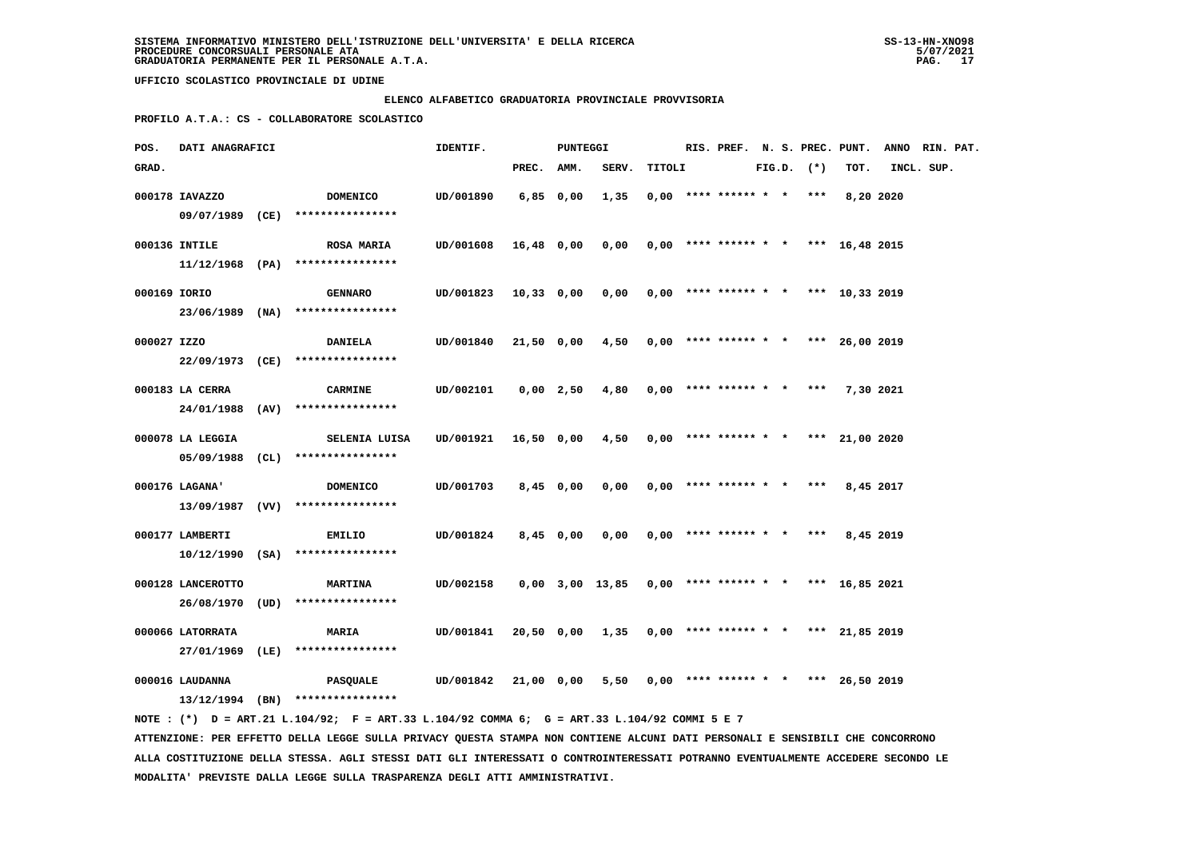SISTEMA INFORMATIVO MINISTERO DELL'ISTRUZIONE DELL'UNIVERSITA' E DELLA RICERCA
PROCEDURE CONCORSUALI PERSONALE ATA
GRADUATORIA PERMANENTE PER IL PERSONALE A.T.A.

UFFICIO SCOLASTICO PROVINCIALE DI UDINE

ELENCO ALFABETICO GRADUATORIA PROVINCIALE PROVVISORIA

PROFILO A.T.A.: CS - COLLABORATORE SCOLASTICO

| POS. GRAD. | DATI ANAGRAFICI | | IDENTIF. | PUNTEGGI PREC. | AMM. | SERV. | TITOLI | RIS. | PREF. | N. S. FIG.D. | PREC. (*) | PUNT. TOT. | ANNO INCL. | RIN. PAT. SUP. |
|---|---|---|---|---|---|---|---|---|---|---|---|---|---|---|
| 000178 | IAVAZZO 09/07/1989 (CE) | DOMENICO **************** | UD/001890 | 6,85 | 0,00 | 1,35 | 0,00 | **** | ****** | * * | *** | 8,20 | 2020 | |
| 000136 | INTILE 11/12/1968 (PA) | ROSA MARIA **************** | UD/001608 | 16,48 | 0,00 | 0,00 | 0,00 | **** | ****** | * * | *** | 16,48 | 2015 | |
| 000169 | IORIO 23/06/1989 (NA) | GENNARO **************** | UD/001823 | 10,33 | 0,00 | 0,00 | 0,00 | **** | ****** | * * | *** | 10,33 | 2019 | |
| 000027 | IZZO 22/09/1973 (CE) | DANIELA **************** | UD/001840 | 21,50 | 0,00 | 4,50 | 0,00 | **** | ****** | * * | *** | 26,00 | 2019 | |
| 000183 | LA CERRA 24/01/1988 (AV) | CARMINE **************** | UD/002101 | 0,00 | 2,50 | 4,80 | 0,00 | **** | ****** | * * | *** | 7,30 | 2021 | |
| 000078 | LA LEGGIA 05/09/1988 (CL) | SELENIA LUISA **************** | UD/001921 | 16,50 | 0,00 | 4,50 | 0,00 | **** | ****** | * * | *** | 21,00 | 2020 | |
| 000176 | LAGANA' 13/09/1987 (VV) | DOMENICO **************** | UD/001703 | 8,45 | 0,00 | 0,00 | 0,00 | **** | ****** | * * | *** | 8,45 | 2017 | |
| 000177 | LAMBERTI 10/12/1990 (SA) | EMILIO **************** | UD/001824 | 8,45 | 0,00 | 0,00 | 0,00 | **** | ****** | * * | *** | 8,45 | 2019 | |
| 000128 | LANCEROTTO 26/08/1970 (UD) | MARTINA **************** | UD/002158 | 0,00 | 3,00 | 13,85 | 0,00 | **** | ****** | * * | *** | 16,85 | 2021 | |
| 000066 | LATORRATA 27/01/1969 (LE) | MARIA **************** | UD/001841 | 20,50 | 0,00 | 1,35 | 0,00 | **** | ****** | * * | *** | 21,85 | 2019 | |
| 000016 | LAUDANNA 13/12/1994 (BN) | PASQUALE **************** | UD/001842 | 21,00 | 0,00 | 5,50 | 0,00 | **** | ****** | * * | *** | 26,50 | 2019 | |

NOTE : (*) D = ART.21 L.104/92; F = ART.33 L.104/92 COMMA 6; G = ART.33 L.104/92 COMMI 5 E 7

ATTENZIONE: PER EFFETTO DELLA LEGGE SULLA PRIVACY QUESTA STAMPA NON CONTIENE ALCUNI DATI PERSONALI E SENSIBILI CHE CONCORRONO ALLA COSTITUZIONE DELLA STESSA. AGLI STESSI DATI GLI INTERESSATI O CONTROINTERESSATI POTRANNO EVENTUALMENTE ACCEDERE SECONDO LE MODALITA' PREVISTE DALLA LEGGE SULLA TRASPARENZA DEGLI ATTI AMMINISTRATIVI.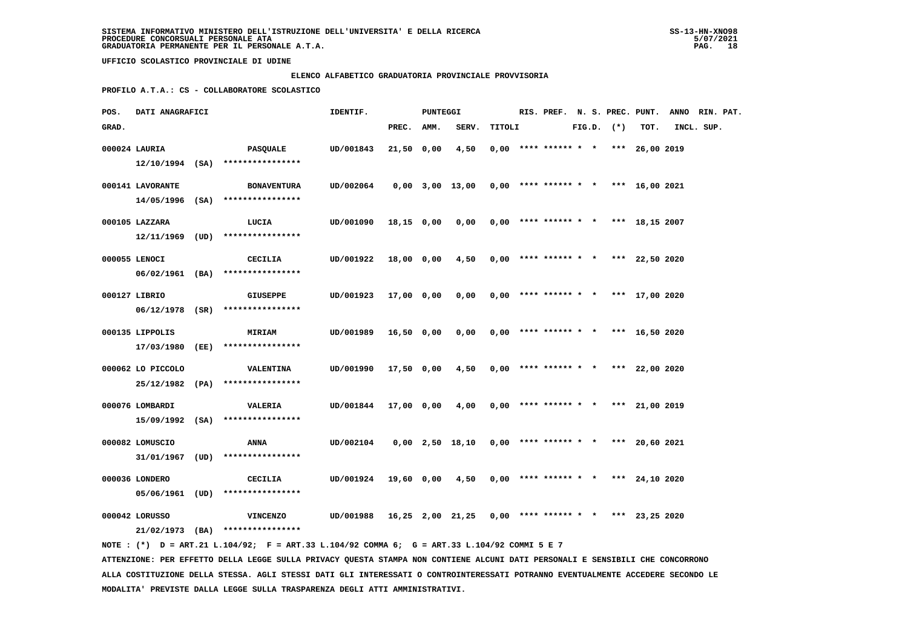SISTEMA INFORMATIVO MINISTERO DELL'ISTRUZIONE DELL'UNIVERSITA' E DELLA RICERCA
PROCEDURE CONCORSUALI PERSONALE ATA
GRADUATORIA PERMANENTE PER IL PERSONALE A.T.A.

UFFICIO SCOLASTICO PROVINCIALE DI UDINE

ELENCO ALFABETICO GRADUATORIA PROVINCIALE PROVVISORIA

PROFILO A.T.A.: CS - COLLABORATORE SCOLASTICO

| POS. GRAD. | DATI ANAGRAFICI | | IDENTIF. | PUNTEGGI PREC. | AMM. | SERV. | TITOLI | RIS. | PREF. | N. S. FIG.D. | PREC. (*) | PUNT. TOT. | ANNO INCL. | RIN. PAT. SUP. |
|---|---|---|---|---|---|---|---|---|---|---|---|---|---|---|
| 000024 | LAURIA 12/10/1994 (SA) | PASQUALE **************** | UD/001843 | 21,50 | 0,00 | 4,50 | 0,00 | **** | ****** | * * | *** | 26,00 | 2019 | |
| 000141 | LAVORANTE 14/05/1996 (SA) | BONAVENTURA **************** | UD/002064 | 0,00 | 3,00 | 13,00 | 0,00 | **** | ****** | * * | *** | 16,00 | 2021 | |
| 000105 | LAZZARA 12/11/1969 (UD) | LUCIA **************** | UD/001090 | 18,15 | 0,00 | 0,00 | 0,00 | **** | ****** | * * | *** | 18,15 | 2007 | |
| 000055 | LENOCI 06/02/1961 (BA) | CECILIA **************** | UD/001922 | 18,00 | 0,00 | 4,50 | 0,00 | **** | ****** | * * | *** | 22,50 | 2020 | |
| 000127 | LIBRIO 06/12/1978 (SR) | GIUSEPPE **************** | UD/001923 | 17,00 | 0,00 | 0,00 | 0,00 | **** | ****** | * * | *** | 17,00 | 2020 | |
| 000135 | LIPPOLIS 17/03/1980 (EE) | MIRIAM **************** | UD/001989 | 16,50 | 0,00 | 0,00 | 0,00 | **** | ****** | * * | *** | 16,50 | 2020 | |
| 000062 | LO PICCOLO 25/12/1982 (PA) | VALENTINA **************** | UD/001990 | 17,50 | 0,00 | 4,50 | 0,00 | **** | ****** | * * | *** | 22,00 | 2020 | |
| 000076 | LOMBARDI 15/09/1992 (SA) | VALERIA **************** | UD/001844 | 17,00 | 0,00 | 4,00 | 0,00 | **** | ****** | * * | *** | 21,00 | 2019 | |
| 000082 | LOMUSCIO 31/01/1967 (UD) | ANNA **************** | UD/002104 | 0,00 | 2,50 | 18,10 | 0,00 | **** | ****** | * * | *** | 20,60 | 2021 | |
| 000036 | LONDERO 05/06/1961 (UD) | CECILIA **************** | UD/001924 | 19,60 | 0,00 | 4,50 | 0,00 | **** | ****** | * * | *** | 24,10 | 2020 | |
| 000042 | LORUSSO 21/02/1973 (BA) | VINCENZO **************** | UD/001988 | 16,25 | 2,00 | 21,25 | 0,00 | **** | ****** | * * | *** | 23,25 | 2020 | |

NOTE : (*) D = ART.21 L.104/92; F = ART.33 L.104/92 COMMA 6; G = ART.33 L.104/92 COMMI 5 E 7

ATTENZIONE: PER EFFETTO DELLA LEGGE SULLA PRIVACY QUESTA STAMPA NON CONTIENE ALCUNI DATI PERSONALI E SENSIBILI CHE CONCORRONO ALLA COSTITUZIONE DELLA STESSA. AGLI STESSI DATI GLI INTERESSATI O CONTROINTERESSATI POTRANNO EVENTUALMENTE ACCEDERE SECONDO LE MODALITA' PREVISTE DALLA LEGGE SULLA TRASPARENZA DEGLI ATTI AMMINISTRATIVI.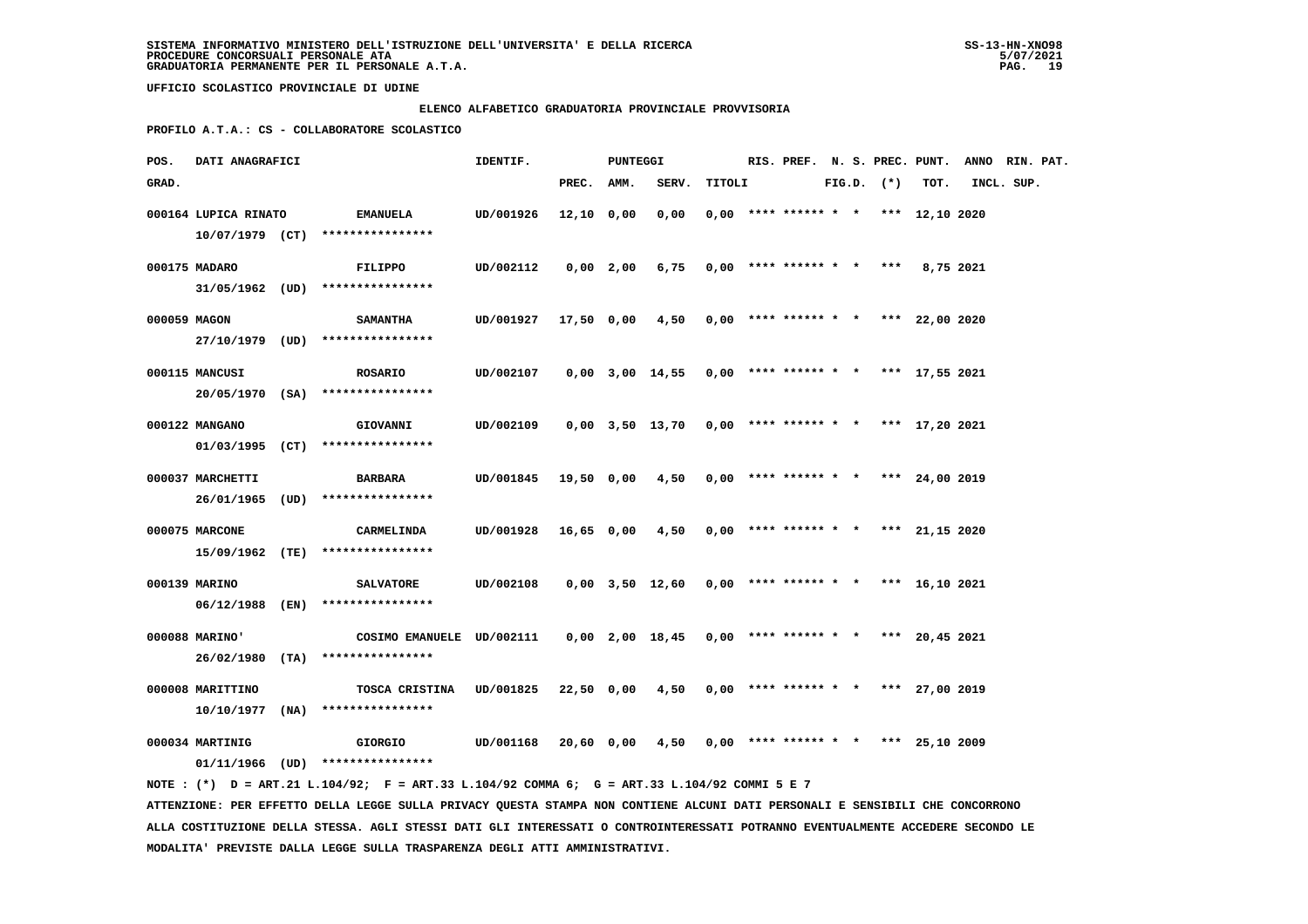SISTEMA INFORMATIVO MINISTERO DELL'ISTRUZIONE DELL'UNIVERSITA' E DELLA RICERCA
PROCEDURE CONCORSUALI PERSONALE ATA
GRADUATORIA PERMANENTE PER IL PERSONALE A.T.A.

UFFICIO SCOLASTICO PROVINCIALE DI UDINE

ELENCO ALFABETICO GRADUATORIA PROVINCIALE PROVVISORIA

PROFILO A.T.A.: CS - COLLABORATORE SCOLASTICO

| POS. GRAD. | DATI ANAGRAFICI | | IDENTIF. | PUNTEGGI PREC. | AMM. | SERV. | TITOLI | RIS. | PREF. | N. S. FIG.D. | PREC. (*) | PUNT. TOT. | ANNO INCL. | RIN. PAT. SUP. |
|---|---|---|---|---|---|---|---|---|---|---|---|---|---|---|
| 000164 | LUPICA RINATO 10/07/1979 (CT) | EMANUELA **************** | UD/001926 | 12,10 | 0,00 | 0,00 | 0,00 | **** | ****** | * * | *** | 12,10 | 2020 | |
| 000175 | MADARO 31/05/1962 (UD) | FILIPPO **************** | UD/002112 | 0,00 | 2,00 | 6,75 | 0,00 | **** | ****** | * * | *** | 8,75 | 2021 | |
| 000059 | MAGON 27/10/1979 (UD) | SAMANTHA **************** | UD/001927 | 17,50 | 0,00 | 4,50 | 0,00 | **** | ****** | * * | *** | 22,00 | 2020 | |
| 000115 | MANCUSI 20/05/1970 (SA) | ROSARIO **************** | UD/002107 | 0,00 | 3,00 | 14,55 | 0,00 | **** | ****** | * * | *** | 17,55 | 2021 | |
| 000122 | MANGANO 01/03/1995 (CT) | GIOVANNI **************** | UD/002109 | 0,00 | 3,50 | 13,70 | 0,00 | **** | ****** | * * | *** | 17,20 | 2021 | |
| 000037 | MARCHETTI 26/01/1965 (UD) | BARBARA **************** | UD/001845 | 19,50 | 0,00 | 4,50 | 0,00 | **** | ****** | * * | *** | 24,00 | 2019 | |
| 000075 | MARCONE 15/09/1962 (TE) | CARMELINDA **************** | UD/001928 | 16,65 | 0,00 | 4,50 | 0,00 | **** | ****** | * * | *** | 21,15 | 2020 | |
| 000139 | MARINO 06/12/1988 (EN) | SALVATORE **************** | UD/002108 | 0,00 | 3,50 | 12,60 | 0,00 | **** | ****** | * * | *** | 16,10 | 2021 | |
| 000088 | MARINO' 26/02/1980 (TA) | COSIMO EMANUELE **************** | UD/002111 | 0,00 | 2,00 | 18,45 | 0,00 | **** | ****** | * * | *** | 20,45 | 2021 | |
| 000008 | MARITTINO 10/10/1977 (NA) | TOSCA CRISTINA **************** | UD/001825 | 22,50 | 0,00 | 4,50 | 0,00 | **** | ****** | * * | *** | 27,00 | 2019 | |
| 000034 | MARTINIG 01/11/1966 (UD) | GIORGIO **************** | UD/001168 | 20,60 | 0,00 | 4,50 | 0,00 | **** | ****** | * * | *** | 25,10 | 2009 | |

NOTE : (*) D = ART.21 L.104/92; F = ART.33 L.104/92 COMMA 6; G = ART.33 L.104/92 COMMI 5 E 7

ATTENZIONE: PER EFFETTO DELLA LEGGE SULLA PRIVACY QUESTA STAMPA NON CONTIENE ALCUNI DATI PERSONALI E SENSIBILI CHE CONCORRONO ALLA COSTITUZIONE DELLA STESSA. AGLI STESSI DATI GLI INTERESSATI O CONTROINTERESSATI POTRANNO EVENTUALMENTE ACCEDERE SECONDO LE MODALITA' PREVISTE DALLA LEGGE SULLA TRASPARENZA DEGLI ATTI AMMINISTRATIVI.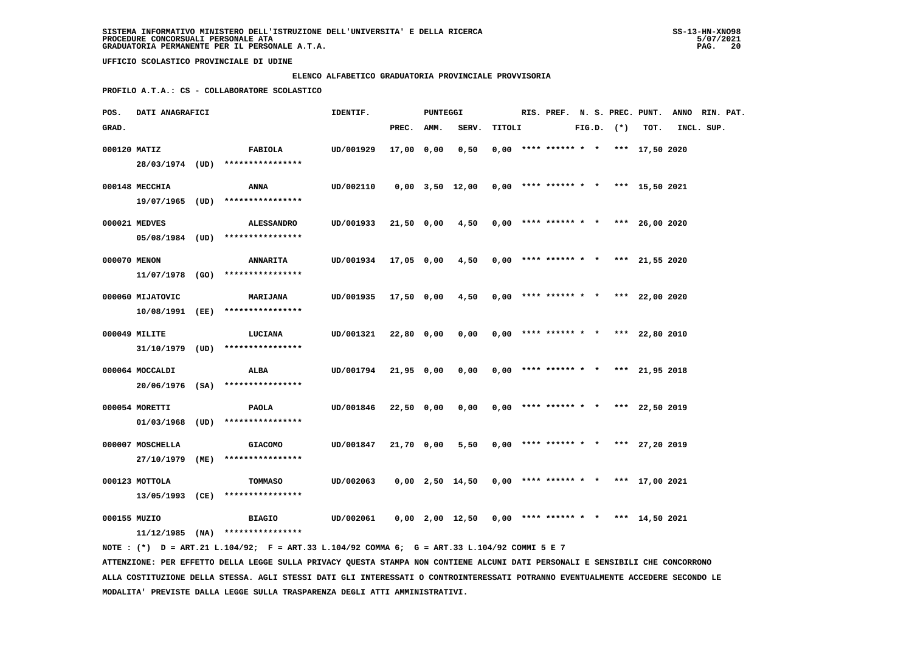SISTEMA INFORMATIVO MINISTERO DELL'ISTRUZIONE DELL'UNIVERSITA' E DELLA RICERCA
PROCEDURE CONCORSUALI PERSONALE ATA
GRADUATORIA PERMANENTE PER IL PERSONALE A.T.A.

UFFICIO SCOLASTICO PROVINCIALE DI UDINE

ELENCO ALFABETICO GRADUATORIA PROVINCIALE PROVVISORIA

PROFILO A.T.A.: CS - COLLABORATORE SCOLASTICO

| POS. GRAD. | DATI ANAGRAFICI | | IDENTIF. | PUNTEGGI PREC. | AMM. | SERV. | TITOLI | RIS. | PREF. | N. S. FIG.D. | PREC. (*) | PUNT. TOT. | ANNO INCL. | RIN. PAT. SUP. |
|---|---|---|---|---|---|---|---|---|---|---|---|---|---|---|
| 000120 | MATIZ 28/03/1974 (UD) | FABIOLA **************** | UD/001929 | 17,00 | 0,00 | 0,50 | 0,00 | **** | ****** | * * | *** | 17,50 | 2020 | |
| 000148 | MECCHIA 19/07/1965 (UD) | ANNA **************** | UD/002110 | 0,00 | 3,50 | 12,00 | 0,00 | **** | ****** | * * | *** | 15,50 | 2021 | |
| 000021 | MEDVES 05/08/1984 (UD) | ALESSANDRO **************** | UD/001933 | 21,50 | 0,00 | 4,50 | 0,00 | **** | ****** | * * | *** | 26,00 | 2020 | |
| 000070 | MENON 11/07/1978 (GO) | ANNARITA **************** | UD/001934 | 17,05 | 0,00 | 4,50 | 0,00 | **** | ****** | * * | *** | 21,55 | 2020 | |
| 000060 | MIJATOVIC 10/08/1991 (EE) | MARIJANA **************** | UD/001935 | 17,50 | 0,00 | 4,50 | 0,00 | **** | ****** | * * | *** | 22,00 | 2020 | |
| 000049 | MILITE 31/10/1979 (UD) | LUCIANA **************** | UD/001321 | 22,80 | 0,00 | 0,00 | 0,00 | **** | ****** | * * | *** | 22,80 | 2010 | |
| 000064 | MOCCALDI 20/06/1976 (SA) | ALBA **************** | UD/001794 | 21,95 | 0,00 | 0,00 | 0,00 | **** | ****** | * * | *** | 21,95 | 2018 | |
| 000054 | MORETTI 01/03/1968 (UD) | PAOLA **************** | UD/001846 | 22,50 | 0,00 | 0,00 | 0,00 | **** | ****** | * * | *** | 22,50 | 2019 | |
| 000007 | MOSCHELLA 27/10/1979 (ME) | GIACOMO **************** | UD/001847 | 21,70 | 0,00 | 5,50 | 0,00 | **** | ****** | * * | *** | 27,20 | 2019 | |
| 000123 | MOTTOLA 13/05/1993 (CE) | TOMMASO **************** | UD/002063 | 0,00 | 2,50 | 14,50 | 0,00 | **** | ****** | * * | *** | 17,00 | 2021 | |
| 000155 | MUZIO 11/12/1985 (NA) | BIAGIO **************** | UD/002061 | 0,00 | 2,00 | 12,50 | 0,00 | **** | ****** | * * | *** | 14,50 | 2021 | |

NOTE : (*) D = ART.21 L.104/92; F = ART.33 L.104/92 COMMA 6; G = ART.33 L.104/92 COMMI 5 E 7

ATTENZIONE: PER EFFETTO DELLA LEGGE SULLA PRIVACY QUESTA STAMPA NON CONTIENE ALCUNI DATI PERSONALI E SENSIBILI CHE CONCORRONO ALLA COSTITUZIONE DELLA STESSA. AGLI STESSI DATI GLI INTERESSATI O CONTROINTERESSATI POTRANNO EVENTUALMENTE ACCEDERE SECONDO LE MODALITA' PREVISTE DALLA LEGGE SULLA TRASPARENZA DEGLI ATTI AMMINISTRATIVI.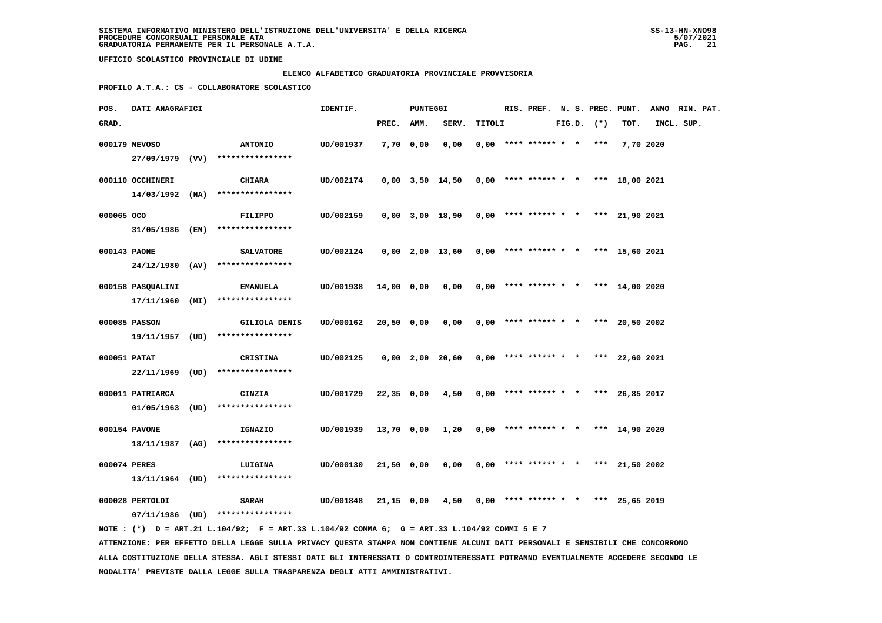SISTEMA INFORMATIVO MINISTERO DELL'ISTRUZIONE DELL'UNIVERSITA' E DELLA RICERCA
PROCEDURE CONCORSUALI PERSONALE ATA
GRADUATORIA PERMANENTE PER IL PERSONALE A.T.A.

SS-13-HN-XNO98
5/07/2021

UFFICIO SCOLASTICO PROVINCIALE DI UDINE

ELENCO ALFABETICO GRADUATORIA PROVINCIALE PROVVISORIA

PROFILO A.T.A.: CS - COLLABORATORE SCOLASTICO

| POS. GRAD. | DATI ANAGRAFICI | | IDENTIF. | PUNTEGGI PREC. | AMM. | SERV. | TITOLI | RIS. | PREF. | N. S. FIG.D. | PREC. (*) | PUNT. TOT. | ANNO INCL. | RIN. PAT. SUP. |
|---|---|---|---|---|---|---|---|---|---|---|---|---|---|---|
| 000179 | NEVOSO 27/09/1979 (VV) | ANTONIO **************** | UD/001937 | 7,70 | 0,00 | 0,00 | 0,00 | **** | ****** | * * | *** | 7,70 | 2020 | |
| 000110 | OCCHINERI 14/03/1992 (NA) | CHIARA **************** | UD/002174 | 0,00 | 3,50 | 14,50 | 0,00 | **** | ****** | * * | *** | 18,00 | 2021 | |
| 000065 | OCO 31/05/1986 (EN) | FILIPPO **************** | UD/002159 | 0,00 | 3,00 | 18,90 | 0,00 | **** | ****** | * * | *** | 21,90 | 2021 | |
| 000143 | PAONE 24/12/1980 (AV) | SALVATORE **************** | UD/002124 | 0,00 | 2,00 | 13,60 | 0,00 | **** | ****** | * * | *** | 15,60 | 2021 | |
| 000158 | PASQUALINI 17/11/1960 (MI) | EMANUELA **************** | UD/001938 | 14,00 | 0,00 | 0,00 | 0,00 | **** | ****** | * * | *** | 14,00 | 2020 | |
| 000085 | PASSON 19/11/1957 (UD) | GILIOLA DENIS **************** | UD/000162 | 20,50 | 0,00 | 0,00 | 0,00 | **** | ****** | * * | *** | 20,50 | 2002 | |
| 000051 | PATAT 22/11/1969 (UD) | CRISTINA **************** | UD/002125 | 0,00 | 2,00 | 20,60 | 0,00 | **** | ****** | * * | *** | 22,60 | 2021 | |
| 000011 | PATRIARCA 01/05/1963 (UD) | CINZIA **************** | UD/001729 | 22,35 | 0,00 | 4,50 | 0,00 | **** | ****** | * * | *** | 26,85 | 2017 | |
| 000154 | PAVONE 18/11/1987 (AG) | IGNAZIO **************** | UD/001939 | 13,70 | 0,00 | 1,20 | 0,00 | **** | ****** | * * | *** | 14,90 | 2020 | |
| 000074 | PERES 13/11/1964 (UD) | LUIGINA **************** | UD/000130 | 21,50 | 0,00 | 0,00 | 0,00 | **** | ****** | * * | *** | 21,50 | 2002 | |
| 000028 | PERTOLDI 07/11/1986 (UD) | SARAH **************** | UD/001848 | 21,15 | 0,00 | 4,50 | 0,00 | **** | ****** | * * | *** | 25,65 | 2019 | |

NOTE : (*) D = ART.21 L.104/92; F = ART.33 L.104/92 COMMA 6; G = ART.33 L.104/92 COMMI 5 E 7

ATTENZIONE: PER EFFETTO DELLA LEGGE SULLA PRIVACY QUESTA STAMPA NON CONTIENE ALCUNI DATI PERSONALI E SENSIBILI CHE CONCORRONO ALLA COSTITUZIONE DELLA STESSA. AGLI STESSI DATI GLI INTERESSATI O CONTROINTERESSATI POTRANNO EVENTUALMENTE ACCEDERE SECONDO LE MODALITA' PREVISTE DALLA LEGGE SULLA TRASPARENZA DEGLI ATTI AMMINISTRATIVI.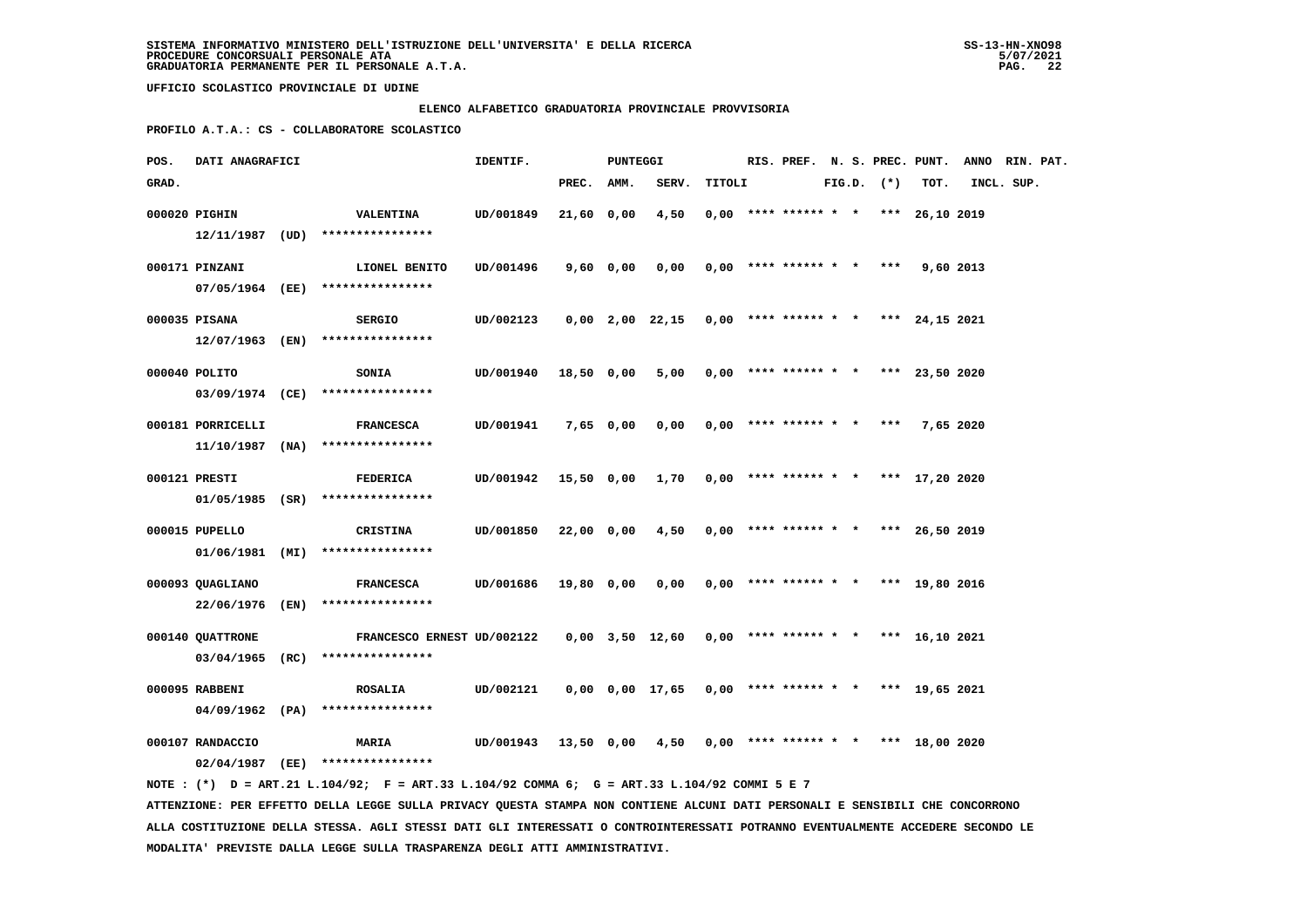SISTEMA INFORMATIVO MINISTERO DELL'ISTRUZIONE DELL'UNIVERSITA' E DELLA RICERCA
PROCEDURE CONCORSUALI PERSONALE ATA
GRADUATORIA PERMANENTE PER IL PERSONALE A.T.A.

UFFICIO SCOLASTICO PROVINCIALE DI UDINE

ELENCO ALFABETICO GRADUATORIA PROVINCIALE PROVVISORIA

PROFILO A.T.A.: CS - COLLABORATORE SCOLASTICO

| POS. GRAD. | DATI ANAGRAFICI | | IDENTIF. | PUNTEGGI PREC. | AMM. | SERV. | TITOLI | RIS. | PREF. | N. S. FIG.D. | PREC. (*) | PUNT. TOT. | ANNO INCL. | RIN. PAT. SUP. |
|---|---|---|---|---|---|---|---|---|---|---|---|---|---|---|
| 000020 | PIGHIN 12/11/1987 (UD) | VALENTINA **************** | UD/001849 | 21,60 | 0,00 | 4,50 | 0,00 | **** | ****** | * * | *** | 26,10 | 2019 | |
| 000171 | PINZANI 07/05/1964 (EE) | LIONEL BENITO **************** | UD/001496 | 9,60 | 0,00 | 0,00 | 0,00 | **** | ****** | * * | *** | 9,60 | 2013 | |
| 000035 | PISANA 12/07/1963 (EN) | SERGIO **************** | UD/002123 | 0,00 | 2,00 | 22,15 | 0,00 | **** | ****** | * * | *** | 24,15 | 2021 | |
| 000040 | POLITO 03/09/1974 (CE) | SONIA **************** | UD/001940 | 18,50 | 0,00 | 5,00 | 0,00 | **** | ****** | * * | *** | 23,50 | 2020 | |
| 000181 | PORRICELLI 11/10/1987 (NA) | FRANCESCA **************** | UD/001941 | 7,65 | 0,00 | 0,00 | 0,00 | **** | ****** | * * | *** | 7,65 | 2020 | |
| 000121 | PRESTI 01/05/1985 (SR) | FEDERICA **************** | UD/001942 | 15,50 | 0,00 | 1,70 | 0,00 | **** | ****** | * * | *** | 17,20 | 2020 | |
| 000015 | PUPELLO 01/06/1981 (MI) | CRISTINA **************** | UD/001850 | 22,00 | 0,00 | 4,50 | 0,00 | **** | ****** | * * | *** | 26,50 | 2019 | |
| 000093 | QUAGLIANO 22/06/1976 (EN) | FRANCESCA **************** | UD/001686 | 19,80 | 0,00 | 0,00 | 0,00 | **** | ****** | * * | *** | 19,80 | 2016 | |
| 000140 | QUATTRONE 03/04/1965 (RC) | FRANCESCO ERNEST **************** | UD/002122 | 0,00 | 3,50 | 12,60 | 0,00 | **** | ****** | * * | *** | 16,10 | 2021 | |
| 000095 | RABBENI 04/09/1962 (PA) | ROSALIA **************** | UD/002121 | 0,00 | 0,00 | 17,65 | 0,00 | **** | ****** | * * | *** | 19,65 | 2021 | |
| 000107 | RANDACCIO 02/04/1987 (EE) | MARIA **************** | UD/001943 | 13,50 | 0,00 | 4,50 | 0,00 | **** | ****** | * * | *** | 18,00 | 2020 | |

NOTE : (*) D = ART.21 L.104/92; F = ART.33 L.104/92 COMMA 6; G = ART.33 L.104/92 COMMI 5 E 7

ATTENZIONE: PER EFFETTO DELLA LEGGE SULLA PRIVACY QUESTA STAMPA NON CONTIENE ALCUNI DATI PERSONALI E SENSIBILI CHE CONCORRONO ALLA COSTITUZIONE DELLA STESSA. AGLI STESSI DATI GLI INTERESSATI O CONTROINTERESSATI POTRANNO EVENTUALMENTE ACCEDERE SECONDO LE MODALITA' PREVISTE DALLA LEGGE SULLA TRASPARENZA DEGLI ATTI AMMINISTRATIVI.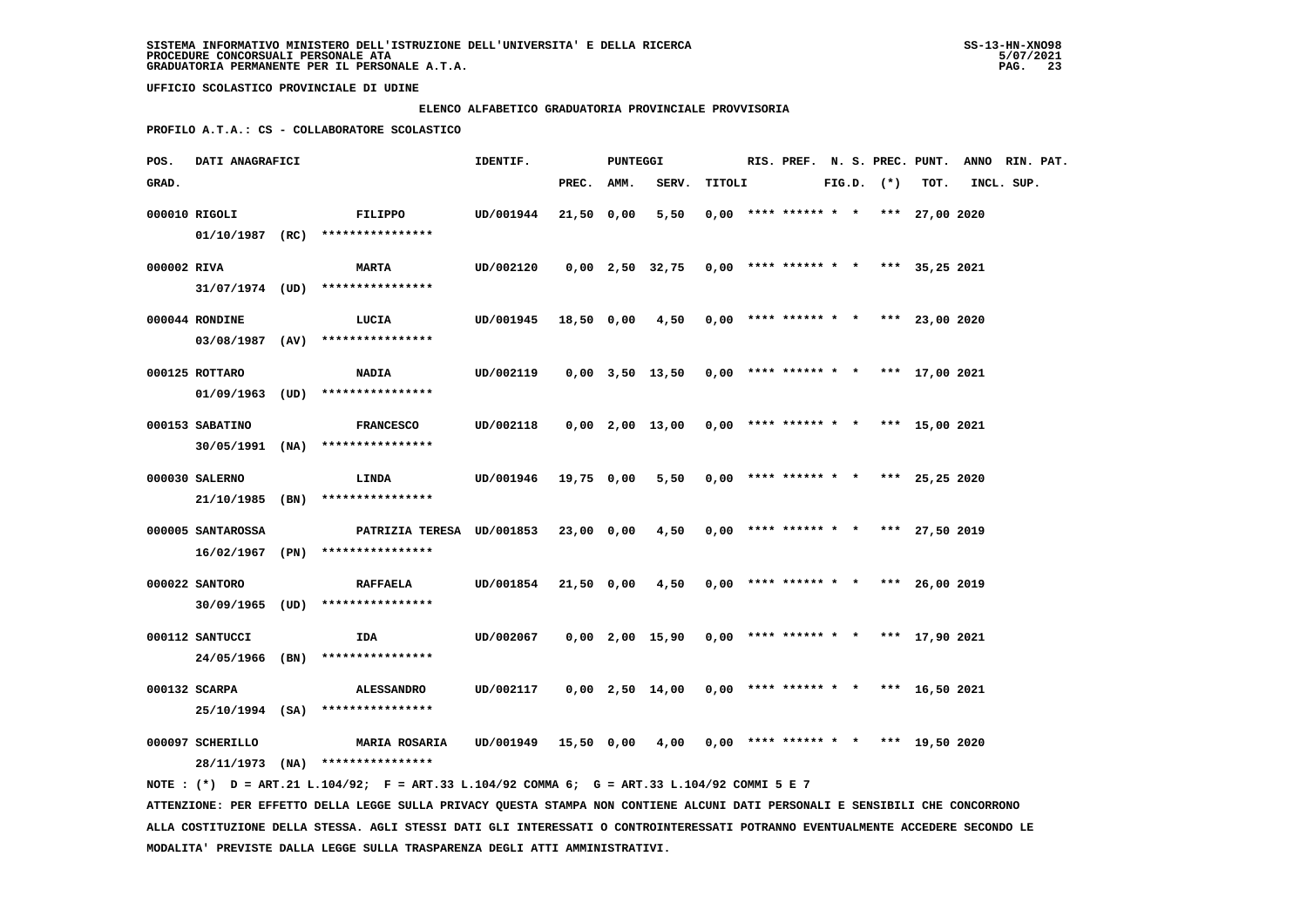SISTEMA INFORMATIVO MINISTERO DELL'ISTRUZIONE DELL'UNIVERSITA' E DELLA RICERCA
PROCEDURE CONCORSUALI PERSONALE ATA
GRADUATORIA PERMANENTE PER IL PERSONALE A.T.A.

UFFICIO SCOLASTICO PROVINCIALE DI UDINE

ELENCO ALFABETICO GRADUATORIA PROVINCIALE PROVVISORIA

PROFILO A.T.A.: CS - COLLABORATORE SCOLASTICO

| POS. GRAD. | DATI ANAGRAFICI | | IDENTIF. | PUNTEGGI PREC. | AMM. | SERV. | TITOLI | RIS. | PREF. | N. S. FIG.D. | PREC. (*) | PUNT. TOT. | ANNO INCL. | RIN. PAT. SUP. |
|---|---|---|---|---|---|---|---|---|---|---|---|---|---|---|
| 000010 | RIGOLI 01/10/1987 (RC) | FILIPPO **************** | UD/001944 | 21,50 | 0,00 | 5,50 | 0,00 | **** | ****** | * * | *** | 27,00 | 2020 | |
| 000002 | RIVA 31/07/1974 (UD) | MARTA **************** | UD/002120 | 0,00 | 2,50 | 32,75 | 0,00 | **** | ****** | * * | *** | 35,25 | 2021 | |
| 000044 | RONDINE 03/08/1987 (AV) | LUCIA **************** | UD/001945 | 18,50 | 0,00 | 4,50 | 0,00 | **** | ****** | * * | *** | 23,00 | 2020 | |
| 000125 | ROTTARO 01/09/1963 (UD) | NADIA **************** | UD/002119 | 0,00 | 3,50 | 13,50 | 0,00 | **** | ****** | * * | *** | 17,00 | 2021 | |
| 000153 | SABATINO 30/05/1991 (NA) | FRANCESCO **************** | UD/002118 | 0,00 | 2,00 | 13,00 | 0,00 | **** | ****** | * * | *** | 15,00 | 2021 | |
| 000030 | SALERNO 21/10/1985 (BN) | LINDA **************** | UD/001946 | 19,75 | 0,00 | 5,50 | 0,00 | **** | ****** | * * | *** | 25,25 | 2020 | |
| 000005 | SANTAROSSA 16/02/1967 (PN) | PATRIZIA TERESA **************** | UD/001853 | 23,00 | 0,00 | 4,50 | 0,00 | **** | ****** | * * | *** | 27,50 | 2019 | |
| 000022 | SANTORO 30/09/1965 (UD) | RAFFAELA **************** | UD/001854 | 21,50 | 0,00 | 4,50 | 0,00 | **** | ****** | * * | *** | 26,00 | 2019 | |
| 000112 | SANTUCCI 24/05/1966 (BN) | IDA **************** | UD/002067 | 0,00 | 2,00 | 15,90 | 0,00 | **** | ****** | * * | *** | 17,90 | 2021 | |
| 000132 | SCARPA 25/10/1994 (SA) | ALESSANDRO **************** | UD/002117 | 0,00 | 2,50 | 14,00 | 0,00 | **** | ****** | * * | *** | 16,50 | 2021 | |
| 000097 | SCHERILLO 28/11/1973 (NA) | MARIA ROSARIA **************** | UD/001949 | 15,50 | 0,00 | 4,00 | 0,00 | **** | ****** | * * | *** | 19,50 | 2020 | |

NOTE : (*) D = ART.21 L.104/92; F = ART.33 L.104/92 COMMA 6; G = ART.33 L.104/92 COMMI 5 E 7

ATTENZIONE: PER EFFETTO DELLA LEGGE SULLA PRIVACY QUESTA STAMPA NON CONTIENE ALCUNI DATI PERSONALI E SENSIBILI CHE CONCORRONO ALLA COSTITUZIONE DELLA STESSA. AGLI STESSI DATI GLI INTERESSATI O CONTROINTERESSATI POTRANNO EVENTUALMENTE ACCEDERE SECONDO LE MODALITA' PREVISTE DALLA LEGGE SULLA TRASPARENZA DEGLI ATTI AMMINISTRATIVI.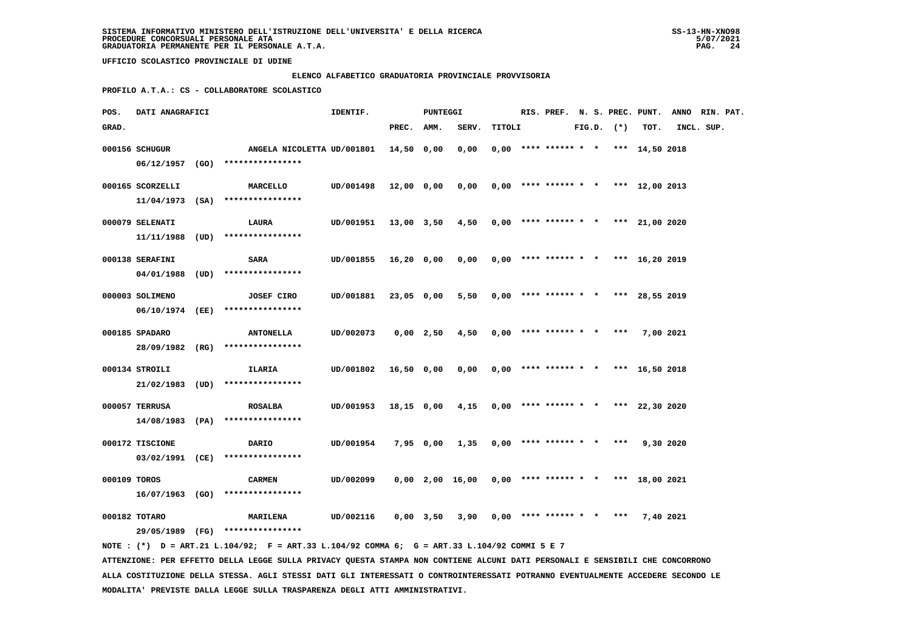SISTEMA INFORMATIVO MINISTERO DELL'ISTRUZIONE DELL'UNIVERSITA' E DELLA RICERCA
PROCEDURE CONCORSUALI PERSONALE ATA
GRADUATORIA PERMANENTE PER IL PERSONALE A.T.A.

UFFICIO SCOLASTICO PROVINCIALE DI UDINE

ELENCO ALFABETICO GRADUATORIA PROVINCIALE PROVVISORIA

PROFILO A.T.A.: CS - COLLABORATORE SCOLASTICO

| POS. GRAD. | DATI ANAGRAFICI | | IDENTIF. | PUNTEGGI PREC. | AMM. | SERV. | TITOLI | RIS. | PREF. | N. S. FIG.D. | PREC. (*) | PUNT. TOT. | ANNO INCL. | RIN. PAT. SUP. |
|---|---|---|---|---|---|---|---|---|---|---|---|---|---|---|
| 000156 | SCHUGUR 06/12/1957 (GO) | ANGELA NICOLETTA **************** | UD/001801 | 14,50 | 0,00 | 0,00 | 0,00 | **** | ****** | * * | *** | 14,50 | 2018 | |
| 000165 | SCORZELLI 11/04/1973 (SA) | MARCELLO **************** | UD/001498 | 12,00 | 0,00 | 0,00 | 0,00 | **** | ****** | * * | *** | 12,00 | 2013 | |
| 000079 | SELENATI 11/11/1988 (UD) | LAURA **************** | UD/001951 | 13,00 | 3,50 | 4,50 | 0,00 | **** | ****** | * * | *** | 21,00 | 2020 | |
| 000138 | SERAFINI 04/01/1988 (UD) | SARA **************** | UD/001855 | 16,20 | 0,00 | 0,00 | 0,00 | **** | ****** | * * | *** | 16,20 | 2019 | |
| 000003 | SOLIMENO 06/10/1974 (EE) | JOSEF CIRO **************** | UD/001881 | 23,05 | 0,00 | 5,50 | 0,00 | **** | ****** | * * | *** | 28,55 | 2019 | |
| 000185 | SPADARO 28/09/1982 (RG) | ANTONELLA **************** | UD/002073 | 0,00 | 2,50 | 4,50 | 0,00 | **** | ****** | * * | *** | 7,00 | 2021 | |
| 000134 | STROILI 21/02/1983 (UD) | ILARIA **************** | UD/001802 | 16,50 | 0,00 | 0,00 | 0,00 | **** | ****** | * * | *** | 16,50 | 2018 | |
| 000057 | TERRUSA 14/08/1983 (PA) | ROSALBA **************** | UD/001953 | 18,15 | 0,00 | 4,15 | 0,00 | **** | ****** | * * | *** | 22,30 | 2020 | |
| 000172 | TISCIONE 03/02/1991 (CE) | DARIO **************** | UD/001954 | 7,95 | 0,00 | 1,35 | 0,00 | **** | ****** | * * | *** | 9,30 | 2020 | |
| 000109 | TOROS 16/07/1963 (GO) | CARMEN **************** | UD/002099 | 0,00 | 2,00 | 16,00 | 0,00 | **** | ****** | * * | *** | 18,00 | 2021 | |
| 000182 | TOTARO 29/05/1989 (FG) | MARILENA **************** | UD/002116 | 0,00 | 3,50 | 3,90 | 0,00 | **** | ****** | * * | *** | 7,40 | 2021 | |

NOTE : (*) D = ART.21 L.104/92; F = ART.33 L.104/92 COMMA 6; G = ART.33 L.104/92 COMMI 5 E 7

ATTENZIONE: PER EFFETTO DELLA LEGGE SULLA PRIVACY QUESTA STAMPA NON CONTIENE ALCUNI DATI PERSONALI E SENSIBILI CHE CONCORRONO ALLA COSTITUZIONE DELLA STESSA. AGLI STESSI DATI GLI INTERESSATI O CONTROINTERESSATI POTRANNO EVENTUALMENTE ACCEDERE SECONDO LE MODALITA' PREVISTE DALLA LEGGE SULLA TRASPARENZA DEGLI ATTI AMMINISTRATIVI.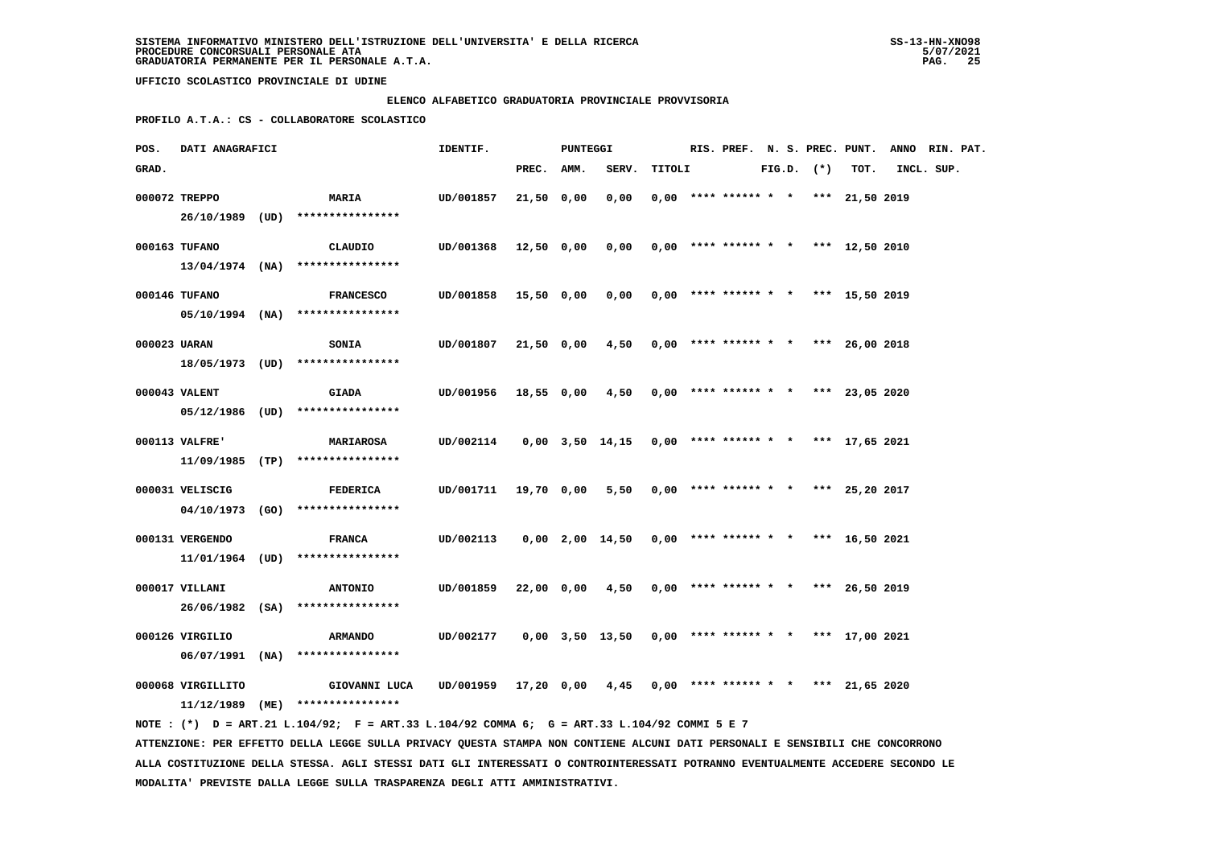**SISTEMA INFORMATIVO MINISTERO DELL'ISTRUZIONE DELL'UNIVERSITA' E DELLA RICERCA**
**PROCEDURE CONCORSUALI PERSONALE ATA**
**GRADUATORIA PERMANENTE PER IL PERSONALE A.T.A.**

SS-13-HN-XNO98
5/07/2021

**UFFICIO SCOLASTICO PROVINCIALE DI UDINE**

**ELENCO ALFABETICO GRADUATORIA PROVINCIALE PROVVISORIA**

**PROFILO A.T.A.: CS - COLLABORATORE SCOLASTICO**

| POS. GRAD. | DATI ANAGRAFICI | | IDENTIF. | PUNTEGGI PREC. | AMM. | SERV. | TITOLI | RIS. | PREF. | N. S. FIG.D. | PREC. (*) | PUNT. TOT. | ANNO INCL. | RIN. PAT. SUP. |
|---|---|---|---|---|---|---|---|---|---|---|---|---|---|---|
| 000072 | TREPPO 26/10/1989 (UD) | MARIA **************** | UD/001857 | 21,50 | 0,00 | 0,00 | 0,00 | **** | ****** | * * | *** | 21,50 | 2019 | |
| 000163 | TUFANO 13/04/1974 (NA) | CLAUDIO **************** | UD/001368 | 12,50 | 0,00 | 0,00 | 0,00 | **** | ****** | * * | *** | 12,50 | 2010 | |
| 000146 | TUFANO 05/10/1994 (NA) | FRANCESCO **************** | UD/001858 | 15,50 | 0,00 | 0,00 | 0,00 | **** | ****** | * * | *** | 15,50 | 2019 | |
| 000023 | UARAN 18/05/1973 (UD) | SONIA **************** | UD/001807 | 21,50 | 0,00 | 4,50 | 0,00 | **** | ****** | * * | *** | 26,00 | 2018 | |
| 000043 | VALENT 05/12/1986 (UD) | GIADA **************** | UD/001956 | 18,55 | 0,00 | 4,50 | 0,00 | **** | ****** | * * | *** | 23,05 | 2020 | |
| 000113 | VALFRE' 11/09/1985 (TP) | MARIAROSA **************** | UD/002114 | 0,00 | 3,50 | 14,15 | 0,00 | **** | ****** | * * | *** | 17,65 | 2021 | |
| 000031 | VELISCIG 04/10/1973 (GO) | FEDERICA **************** | UD/001711 | 19,70 | 0,00 | 5,50 | 0,00 | **** | ****** | * * | *** | 25,20 | 2017 | |
| 000131 | VERGENDO 11/01/1964 (UD) | FRANCA **************** | UD/002113 | 0,00 | 2,00 | 14,50 | 0,00 | **** | ****** | * * | *** | 16,50 | 2021 | |
| 000017 | VILLANI 26/06/1982 (SA) | ANTONIO **************** | UD/001859 | 22,00 | 0,00 | 4,50 | 0,00 | **** | ****** | * * | *** | 26,50 | 2019 | |
| 000126 | VIRGILIO 06/07/1991 (NA) | ARMANDO **************** | UD/002177 | 0,00 | 3,50 | 13,50 | 0,00 | **** | ****** | * * | *** | 17,00 | 2021 | |
| 000068 | VIRGILLITO 11/12/1989 (ME) | GIOVANNI LUCA **************** | UD/001959 | 17,20 | 0,00 | 4,45 | 0,00 | **** | ****** | * * | *** | 21,65 | 2020 | |

NOTE : (*) D = ART.21 L.104/92; F = ART.33 L.104/92 COMMA 6; G = ART.33 L.104/92 COMMI 5 E 7

ATTENZIONE: PER EFFETTO DELLA LEGGE SULLA PRIVACY QUESTA STAMPA NON CONTIENE ALCUNI DATI PERSONALI E SENSIBILI CHE CONCORRONO ALLA COSTITUZIONE DELLA STESSA. AGLI STESSI DATI GLI INTERESSATI O CONTROINTERESSATI POTRANNO EVENTUALMENTE ACCEDERE SECONDO LE MODALITA' PREVISTE DALLA LEGGE SULLA TRASPARENZA DEGLI ATTI AMMINISTRATIVI.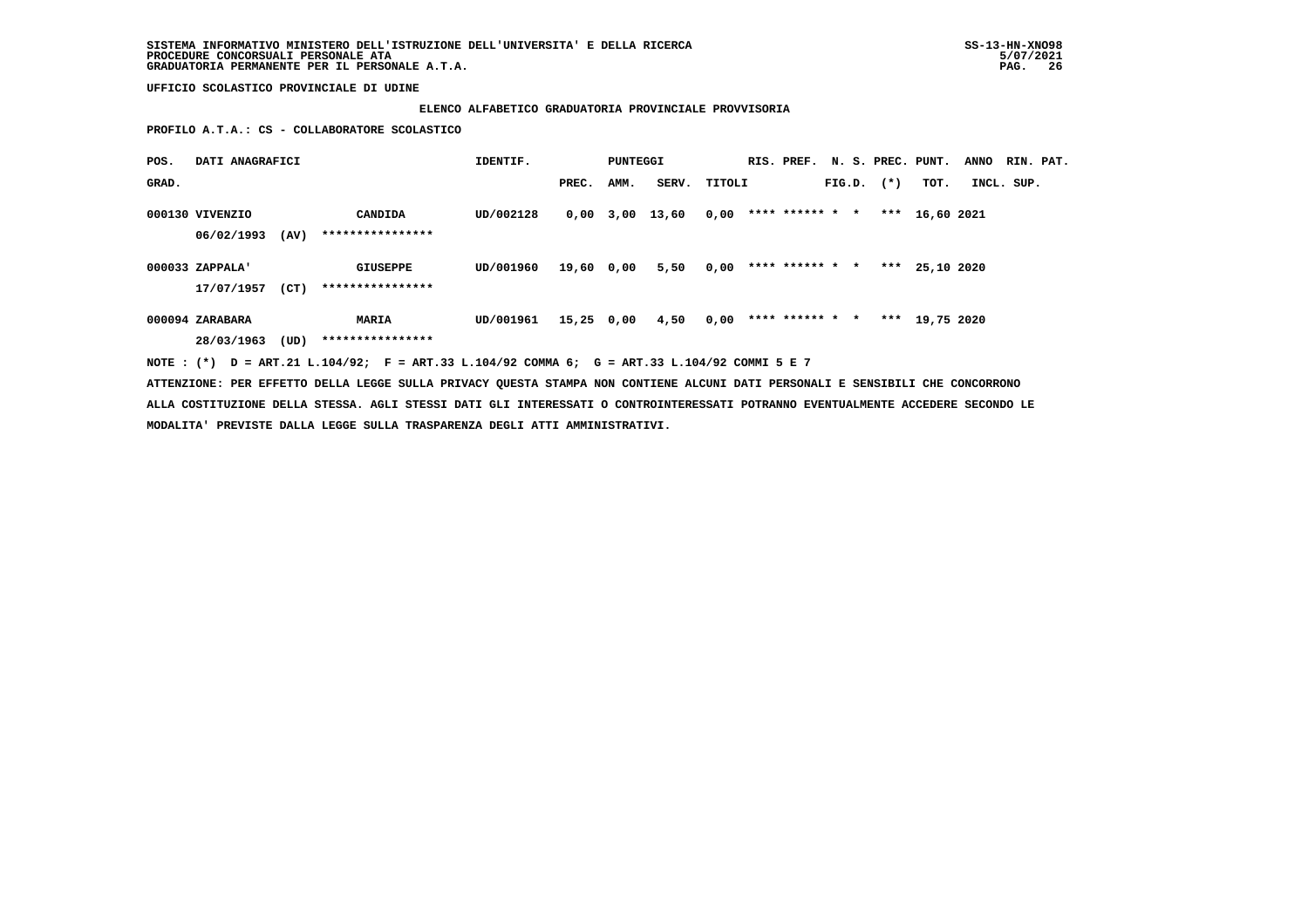SISTEMA INFORMATIVO MINISTERO DELL'ISTRUZIONE DELL'UNIVERSITA' E DELLA RICERCA
PROCEDURE CONCORSUALI PERSONALE ATA
GRADUATORIA PERMANENTE PER IL PERSONALE A.T.A.

UFFICIO SCOLASTICO PROVINCIALE DI UDINE

ELENCO ALFABETICO GRADUATORIA PROVINCIALE PROVVISORIA

PROFILO A.T.A.: CS - COLLABORATORE SCOLASTICO

| POS. GRAD. | DATI ANAGRAFICI | | IDENTIF. | PUNTEGGI PREC. | AMM. | SERV. | TITOLI | RIS. | PREF. | N. S. FIG.D. | PREC. (*) | PUNT. TOT. | ANNO INCL. | RIN. PAT. SUP. |
|---|---|---|---|---|---|---|---|---|---|---|---|---|---|---|
| 000130 | VIVENZIO 06/02/1993 (AV) | CANDIDA **************** | UD/002128 | 0,00 | 3,00 | 13,60 | 0,00 | **** | ****** | * * | *** | 16,60 | 2021 | |
| 000033 | ZAPPALA' 17/07/1957 (CT) | GIUSEPPE **************** | UD/001960 | 19,60 | 0,00 | 5,50 | 0,00 | **** | ****** | * * | *** | 25,10 | 2020 | |
| 000094 | ZARABARA 28/03/1963 (UD) | MARIA **************** | UD/001961 | 15,25 | 0,00 | 4,50 | 0,00 | **** | ****** | * * | *** | 19,75 | 2020 | |

NOTE : (*) D = ART.21 L.104/92; F = ART.33 L.104/92 COMMA 6; G = ART.33 L.104/92 COMMI 5 E 7

ATTENZIONE: PER EFFETTO DELLA LEGGE SULLA PRIVACY QUESTA STAMPA NON CONTIENE ALCUNI DATI PERSONALI E SENSIBILI CHE CONCORRONO ALLA COSTITUZIONE DELLA STESSA. AGLI STESSI DATI GLI INTERESSATI O CONTROINTERESSATI POTRANNO EVENTUALMENTE ACCEDERE SECONDO LE MODALITA' PREVISTE DALLA LEGGE SULLA TRASPARENZA DEGLI ATTI AMMINISTRATIVI.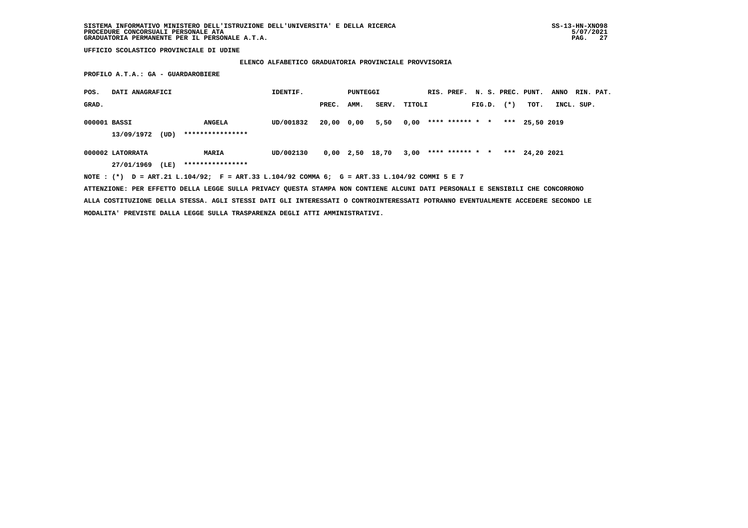SISTEMA INFORMATIVO MINISTERO DELL'ISTRUZIONE DELL'UNIVERSITA' E DELLA RICERCA
PROCEDURE CONCORSUALI PERSONALE ATA
GRADUATORIA PERMANENTE PER IL PERSONALE A.T.A.

SS-13-HN-XNO98
5/07/2021

UFFICIO SCOLASTICO PROVINCIALE DI UDINE

ELENCO ALFABETICO GRADUATORIA PROVINCIALE PROVVISORIA

PROFILO A.T.A.: GA - GUARDAROBIERE

| POS. GRAD. | DATI ANAGRAFICI | | IDENTIF. | PUNTEGGI PREC. | AMM. | SERV. | TITOLI | RIS. | PREF. | N. S. FIG.D. | PREC. (*) | PUNT. TOT. | ANNO INCL. | RIN. SUP. | PAT. |
|---|---|---|---|---|---|---|---|---|---|---|---|---|---|---|---|
| 000001 | BASSI 13/09/1972 (UD) | ANGELA **************** | UD/001832 | 20,00 | 0,00 | 5,50 | 0,00 | **** | ****** | * | * *** | 25,50 | 2019 | | |
| 000002 | LATORRATA 27/01/1969 (LE) | MARIA **************** | UD/002130 | 0,00 | 2,50 | 18,70 | 3,00 | **** | ****** | * | * *** | 24,20 | 2021 | | |

NOTE : (*) D = ART.21 L.104/92; F = ART.33 L.104/92 COMMA 6; G = ART.33 L.104/92 COMMI 5 E 7

ATTENZIONE: PER EFFETTO DELLA LEGGE SULLA PRIVACY QUESTA STAMPA NON CONTIENE ALCUNI DATI PERSONALI E SENSIBILI CHE CONCORRONO ALLA COSTITUZIONE DELLA STESSA. AGLI STESSI DATI GLI INTERESSATI O CONTROINTERESSATI POTRANNO EVENTUALMENTE ACCEDERE SECONDO LE MODALITA' PREVISTE DALLA LEGGE SULLA TRASPARENZA DEGLI ATTI AMMINISTRATIVI.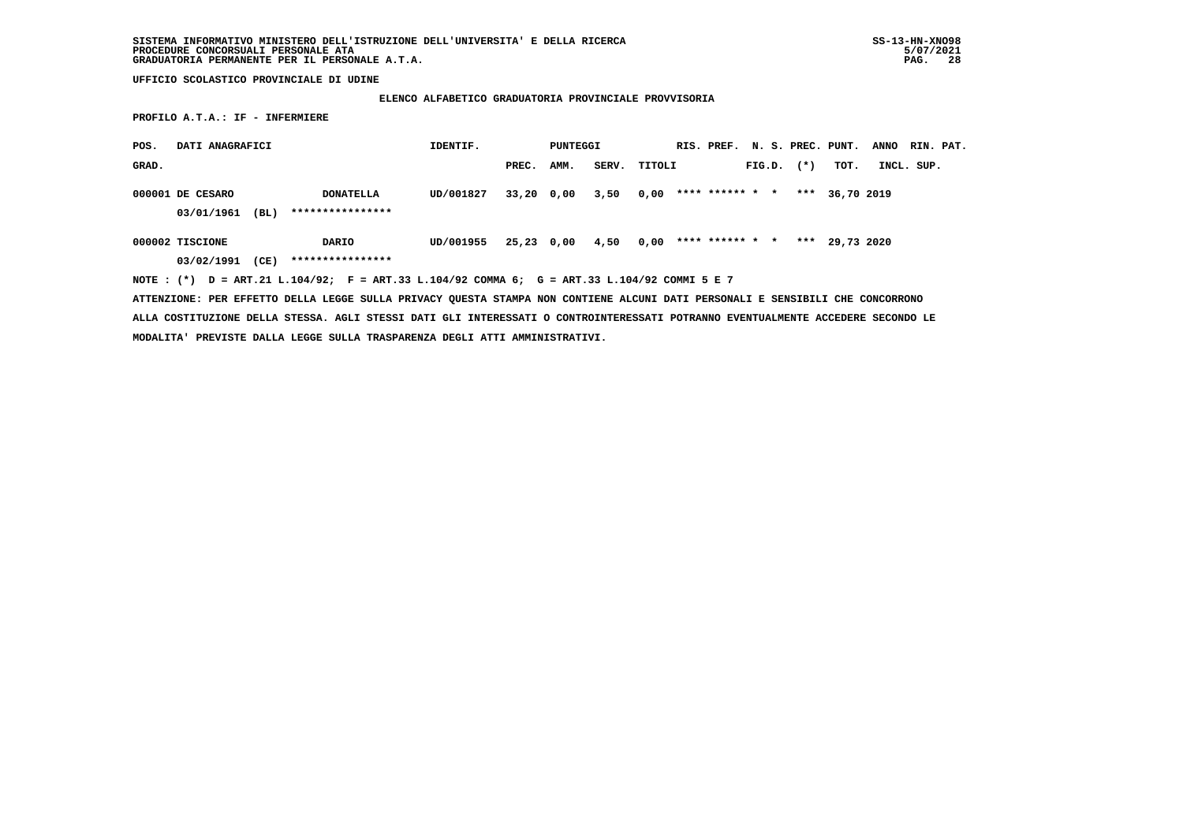UFFICIO SCOLASTICO PROVINCIALE DI UDINE

**ELENCO ALFABETICO GRADUATORIA PROVINCIALE PROVVISORIA**

PROFILO A.T.A.: IF - INFERMIERE

| POS. GRAD. | DATI ANAGRAFICI | | IDENTIF. | PUNTEGGI PREC. | AMM. | SERV. | TITOLI | RIS. | PREF. | N. S. FIG.D. | PREC. (*) | PUNT. TOT. | ANNO INCL. | RIN. PAT. SUP. |
|---|---|---|---|---|---|---|---|---|---|---|---|---|---|---|
| 000001 | DE CESARO 03/01/1961 (BL) | DONATELLA **************** | UD/001827 | 33,20 | 0,00 | 3,50 | 0,00 | **** | ****** | * | * *** | 36,70 | 2019 | |
| 000002 | TISCIONE 03/02/1991 (CE) | DARIO **************** | UD/001955 | 25,23 | 0,00 | 4,50 | 0,00 | **** | ****** | * | * *** | 29,73 | 2020 | |

NOTE : (*) D = ART.21 L.104/92; F = ART.33 L.104/92 COMMA 6; G = ART.33 L.104/92 COMMI 5 E 7

ATTENZIONE: PER EFFETTO DELLA LEGGE SULLA PRIVACY QUESTA STAMPA NON CONTIENE ALCUNI DATI PERSONALI E SENSIBILI CHE CONCORRONO ALLA COSTITUZIONE DELLA STESSA. AGLI STESSI DATI GLI INTERESSATI O CONTROINTERESSATI POTRANNO EVENTUALMENTE ACCEDERE SECONDO LE MODALITA' PREVISTE DALLA LEGGE SULLA TRASPARENZA DEGLI ATTI AMMINISTRATIVI.